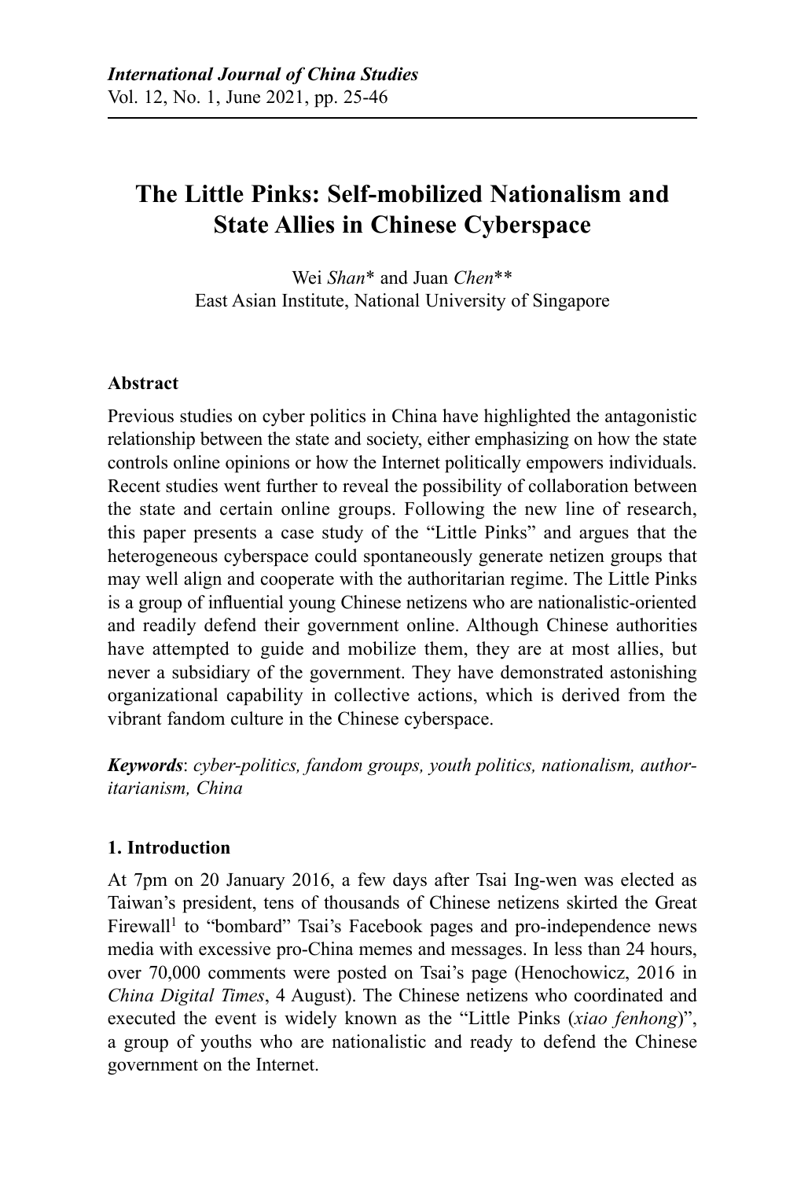# The Little Pinks: Self-mobilized Nationalism and State Allies in Chinese Cyberspace

Wei *Shan*\* and Juan *Chen*\*\*
East Asian Institute, National University of Singapore

## Abstract

Previous studies on cyber politics in China have highlighted the antagonistic relationship between the state and society, either emphasizing on how the state controls online opinions or how the Internet politically empowers individuals. Recent studies went further to reveal the possibility of collaboration between the state and certain online groups. Following the new line of research, this paper presents a case study of the "Little Pinks" and argues that the heterogeneous cyberspace could spontaneously generate netizen groups that may well align and cooperate with the authoritarian regime. The Little Pinks is a group of influential young Chinese netizens who are nationalistic-oriented and readily defend their government online. Although Chinese authorities have attempted to guide and mobilize them, they are at most allies, but never a subsidiary of the government. They have demonstrated astonishing organizational capability in collective actions, which is derived from the vibrant fandom culture in the Chinese cyberspace.

***Keywords***: *cyber-politics, fandom groups, youth politics, nationalism, authoritarianism, China*

## 1. Introduction

At 7pm on 20 January 2016, a few days after Tsai Ing-wen was elected as Taiwan's president, tens of thousands of Chinese netizens skirted the Great Firewall[1] to "bombard" Tsai's Facebook pages and pro-independence news media with excessive pro-China memes and messages. In less than 24 hours, over 70,000 comments were posted on Tsai's page (Henochowicz, 2016 in *China Digital Times*, 4 August). The Chinese netizens who coordinated and executed the event is widely known as the "Little Pinks (*xiao fenhong*)", a group of youths who are nationalistic and ready to defend the Chinese government on the Internet.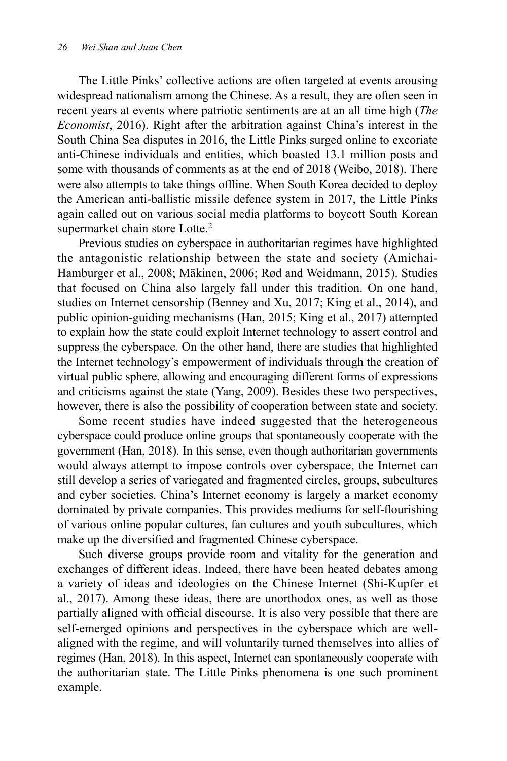The Little Pinks' collective actions are often targeted at events arousing widespread nationalism among the Chinese. As a result, they are often seen in recent years at events where patriotic sentiments are at an all time high (*The Economist*, 2016). Right after the arbitration against China's interest in the South China Sea disputes in 2016, the Little Pinks surged online to excoriate anti-Chinese individuals and entities, which boasted 13.1 million posts and some with thousands of comments as at the end of 2018 (Weibo, 2018). There were also attempts to take things offline. When South Korea decided to deploy the American anti-ballistic missile defence system in 2017, the Little Pinks again called out on various social media platforms to boycott South Korean supermarket chain store Lotte.[2]

Previous studies on cyberspace in authoritarian regimes have highlighted the antagonistic relationship between the state and society (Amichai-Hamburger et al., 2008; Mäkinen, 2006; Rød and Weidmann, 2015). Studies that focused on China also largely fall under this tradition. On one hand, studies on Internet censorship (Benney and Xu, 2017; King et al., 2014), and public opinion-guiding mechanisms (Han, 2015; King et al., 2017) attempted to explain how the state could exploit Internet technology to assert control and suppress the cyberspace. On the other hand, there are studies that highlighted the Internet technology's empowerment of individuals through the creation of virtual public sphere, allowing and encouraging different forms of expressions and criticisms against the state (Yang, 2009). Besides these two perspectives, however, there is also the possibility of cooperation between state and society.

Some recent studies have indeed suggested that the heterogeneous cyberspace could produce online groups that spontaneously cooperate with the government (Han, 2018). In this sense, even though authoritarian governments would always attempt to impose controls over cyberspace, the Internet can still develop a series of variegated and fragmented circles, groups, subcultures and cyber societies. China's Internet economy is largely a market economy dominated by private companies. This provides mediums for self-flourishing of various online popular cultures, fan cultures and youth subcultures, which make up the diversified and fragmented Chinese cyberspace.

Such diverse groups provide room and vitality for the generation and exchanges of different ideas. Indeed, there have been heated debates among a variety of ideas and ideologies on the Chinese Internet (Shi-Kupfer et al., 2017). Among these ideas, there are unorthodox ones, as well as those partially aligned with official discourse. It is also very possible that there are self-emerged opinions and perspectives in the cyberspace which are well-aligned with the regime, and will voluntarily turned themselves into allies of regimes (Han, 2018). In this aspect, Internet can spontaneously cooperate with the authoritarian state. The Little Pinks phenomena is one such prominent example.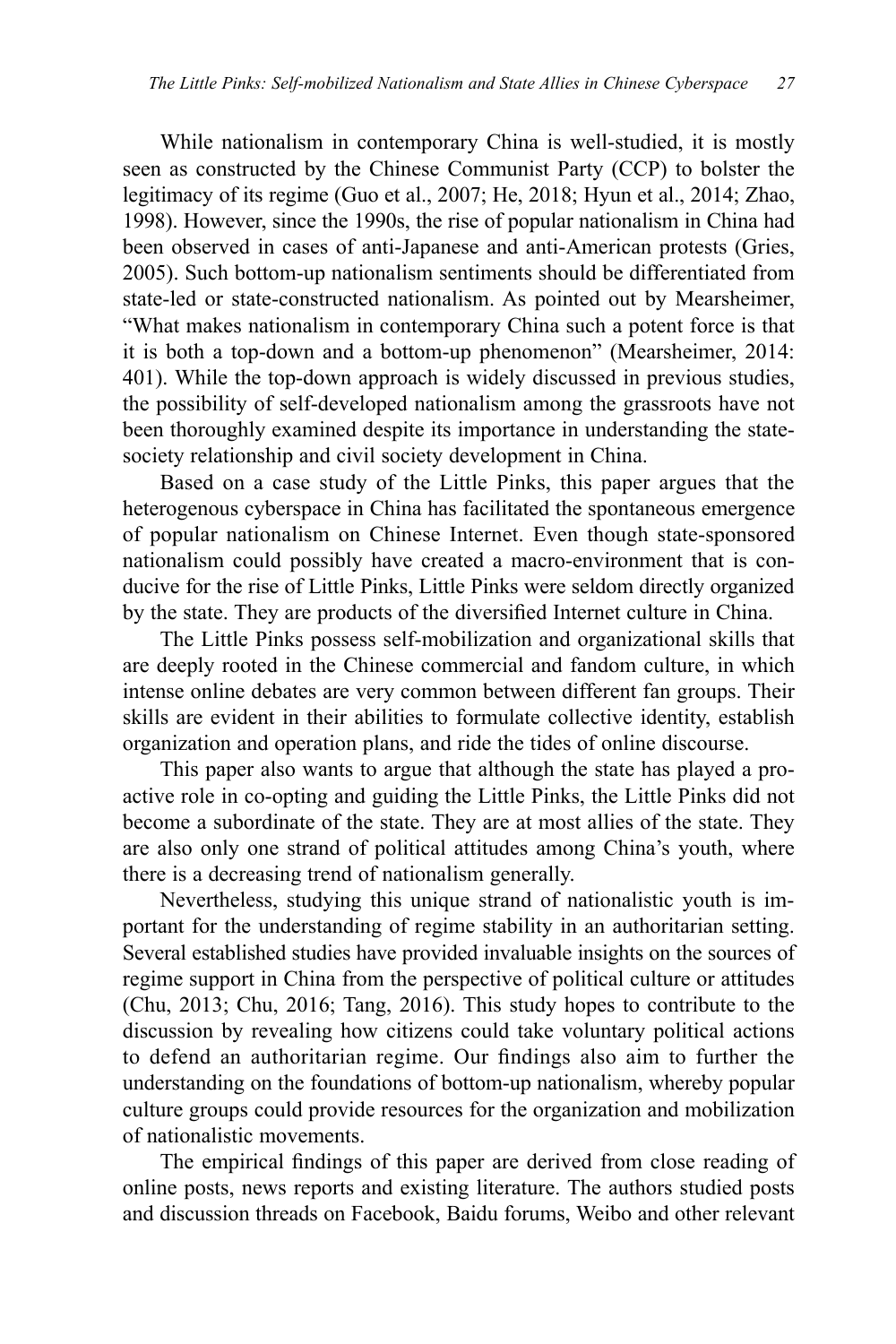While nationalism in contemporary China is well-studied, it is mostly seen as constructed by the Chinese Communist Party (CCP) to bolster the legitimacy of its regime (Guo et al., 2007; He, 2018; Hyun et al., 2014; Zhao, 1998). However, since the 1990s, the rise of popular nationalism in China had been observed in cases of anti-Japanese and anti-American protests (Gries, 2005). Such bottom-up nationalism sentiments should be differentiated from state-led or state-constructed nationalism. As pointed out by Mearsheimer, "What makes nationalism in contemporary China such a potent force is that it is both a top-down and a bottom-up phenomenon" (Mearsheimer, 2014: 401). While the top-down approach is widely discussed in previous studies, the possibility of self-developed nationalism among the grassroots have not been thoroughly examined despite its importance in understanding the state-society relationship and civil society development in China.

Based on a case study of the Little Pinks, this paper argues that the heterogenous cyberspace in China has facilitated the spontaneous emergence of popular nationalism on Chinese Internet. Even though state-sponsored nationalism could possibly have created a macro-environment that is conducive for the rise of Little Pinks, Little Pinks were seldom directly organized by the state. They are products of the diversified Internet culture in China.

The Little Pinks possess self-mobilization and organizational skills that are deeply rooted in the Chinese commercial and fandom culture, in which intense online debates are very common between different fan groups. Their skills are evident in their abilities to formulate collective identity, establish organization and operation plans, and ride the tides of online discourse.

This paper also wants to argue that although the state has played a proactive role in co-opting and guiding the Little Pinks, the Little Pinks did not become a subordinate of the state. They are at most allies of the state. They are also only one strand of political attitudes among China's youth, where there is a decreasing trend of nationalism generally.

Nevertheless, studying this unique strand of nationalistic youth is important for the understanding of regime stability in an authoritarian setting. Several established studies have provided invaluable insights on the sources of regime support in China from the perspective of political culture or attitudes (Chu, 2013; Chu, 2016; Tang, 2016). This study hopes to contribute to the discussion by revealing how citizens could take voluntary political actions to defend an authoritarian regime. Our findings also aim to further the understanding on the foundations of bottom-up nationalism, whereby popular culture groups could provide resources for the organization and mobilization of nationalistic movements.

The empirical findings of this paper are derived from close reading of online posts, news reports and existing literature. The authors studied posts and discussion threads on Facebook, Baidu forums, Weibo and other relevant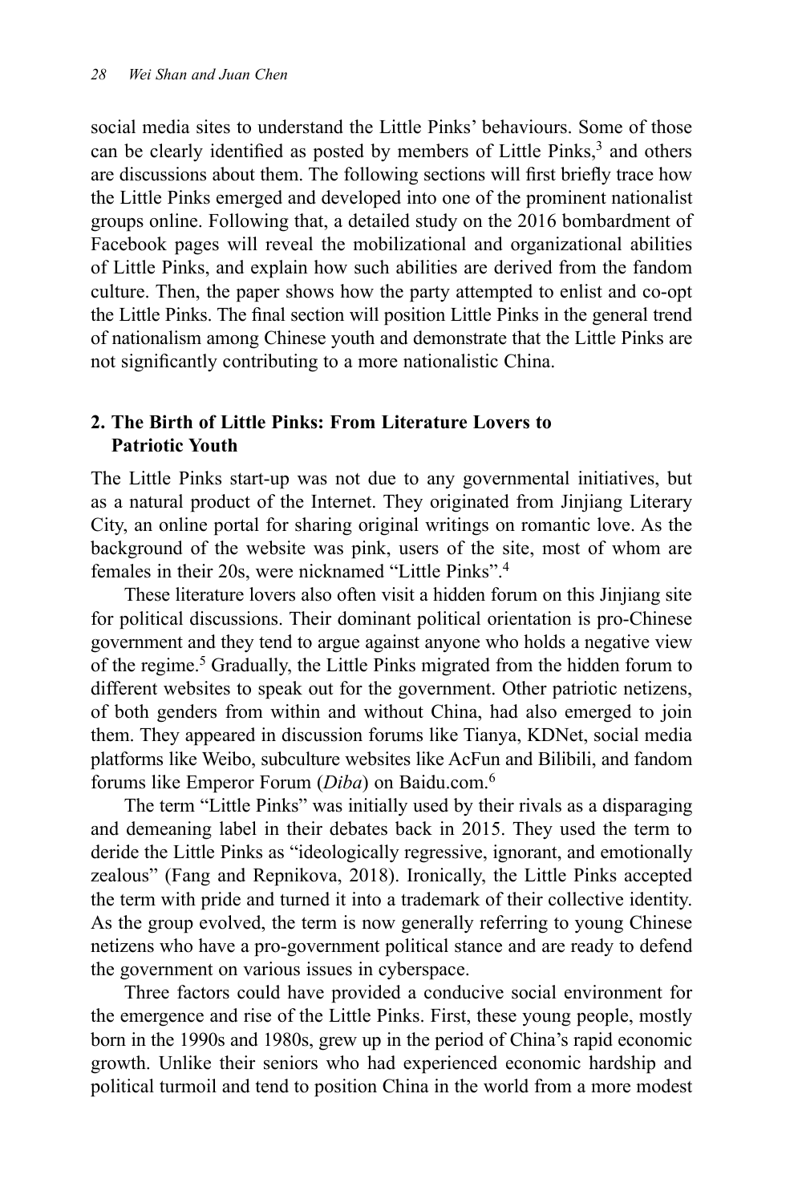social media sites to understand the Little Pinks' behaviours. Some of those can be clearly identified as posted by members of Little Pinks,[3] and others are discussions about them. The following sections will first briefly trace how the Little Pinks emerged and developed into one of the prominent nationalist groups online. Following that, a detailed study on the 2016 bombardment of Facebook pages will reveal the mobilizational and organizational abilities of Little Pinks, and explain how such abilities are derived from the fandom culture. Then, the paper shows how the party attempted to enlist and co-opt the Little Pinks. The final section will position Little Pinks in the general trend of nationalism among Chinese youth and demonstrate that the Little Pinks are not significantly contributing to a more nationalistic China.

## 2. The Birth of Little Pinks: From Literature Lovers to Patriotic Youth

The Little Pinks start-up was not due to any governmental initiatives, but as a natural product of the Internet. They originated from Jinjiang Literary City, an online portal for sharing original writings on romantic love. As the background of the website was pink, users of the site, most of whom are females in their 20s, were nicknamed "Little Pinks".[4]

These literature lovers also often visit a hidden forum on this Jinjiang site for political discussions. Their dominant political orientation is pro-Chinese government and they tend to argue against anyone who holds a negative view of the regime.[5] Gradually, the Little Pinks migrated from the hidden forum to different websites to speak out for the government. Other patriotic netizens, of both genders from within and without China, had also emerged to join them. They appeared in discussion forums like Tianya, KDNet, social media platforms like Weibo, subculture websites like AcFun and Bilibili, and fandom forums like Emperor Forum (*Diba*) on Baidu.com.[6]

The term "Little Pinks" was initially used by their rivals as a disparaging and demeaning label in their debates back in 2015. They used the term to deride the Little Pinks as "ideologically regressive, ignorant, and emotionally zealous" (Fang and Repnikova, 2018). Ironically, the Little Pinks accepted the term with pride and turned it into a trademark of their collective identity. As the group evolved, the term is now generally referring to young Chinese netizens who have a pro-government political stance and are ready to defend the government on various issues in cyberspace.

Three factors could have provided a conducive social environment for the emergence and rise of the Little Pinks. First, these young people, mostly born in the 1990s and 1980s, grew up in the period of China's rapid economic growth. Unlike their seniors who had experienced economic hardship and political turmoil and tend to position China in the world from a more modest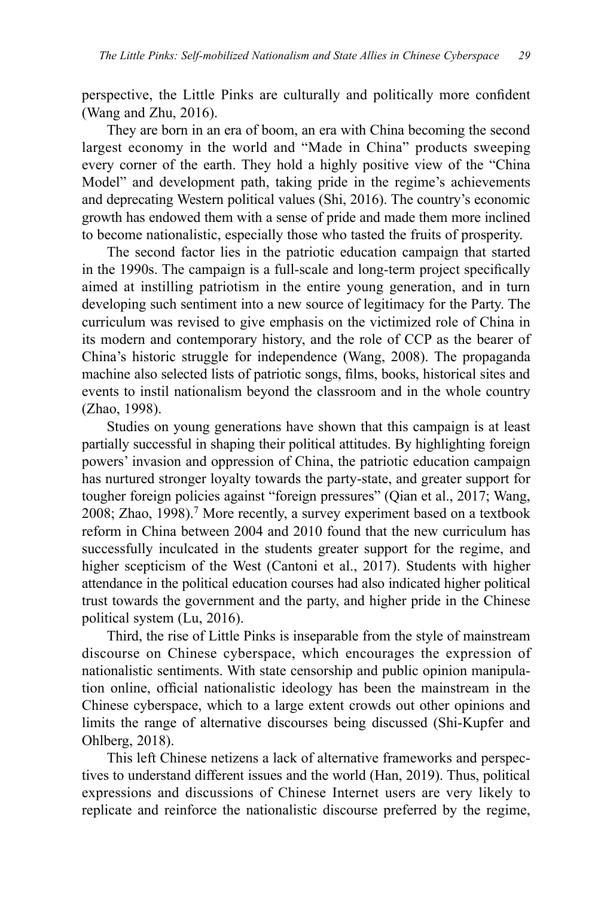perspective, the Little Pinks are culturally and politically more confident (Wang and Zhu, 2016).

They are born in an era of boom, an era with China becoming the second largest economy in the world and "Made in China" products sweeping every corner of the earth. They hold a highly positive view of the "China Model" and development path, taking pride in the regime's achievements and deprecating Western political values (Shi, 2016). The country's economic growth has endowed them with a sense of pride and made them more inclined to become nationalistic, especially those who tasted the fruits of prosperity.

The second factor lies in the patriotic education campaign that started in the 1990s. The campaign is a full-scale and long-term project specifically aimed at instilling patriotism in the entire young generation, and in turn developing such sentiment into a new source of legitimacy for the Party. The curriculum was revised to give emphasis on the victimized role of China in its modern and contemporary history, and the role of CCP as the bearer of China's historic struggle for independence (Wang, 2008). The propaganda machine also selected lists of patriotic songs, films, books, historical sites and events to instil nationalism beyond the classroom and in the whole country (Zhao, 1998).

Studies on young generations have shown that this campaign is at least partially successful in shaping their political attitudes. By highlighting foreign powers' invasion and oppression of China, the patriotic education campaign has nurtured stronger loyalty towards the party-state, and greater support for tougher foreign policies against "foreign pressures" (Qian et al., 2017; Wang, 2008; Zhao, 1998).[7] More recently, a survey experiment based on a textbook reform in China between 2004 and 2010 found that the new curriculum has successfully inculcated in the students greater support for the regime, and higher scepticism of the West (Cantoni et al., 2017). Students with higher attendance in the political education courses had also indicated higher political trust towards the government and the party, and higher pride in the Chinese political system (Lu, 2016).

Third, the rise of Little Pinks is inseparable from the style of mainstream discourse on Chinese cyberspace, which encourages the expression of nationalistic sentiments. With state censorship and public opinion manipulation online, official nationalistic ideology has been the mainstream in the Chinese cyberspace, which to a large extent crowds out other opinions and limits the range of alternative discourses being discussed (Shi-Kupfer and Ohlberg, 2018).

This left Chinese netizens a lack of alternative frameworks and perspectives to understand different issues and the world (Han, 2019). Thus, political expressions and discussions of Chinese Internet users are very likely to replicate and reinforce the nationalistic discourse preferred by the regime,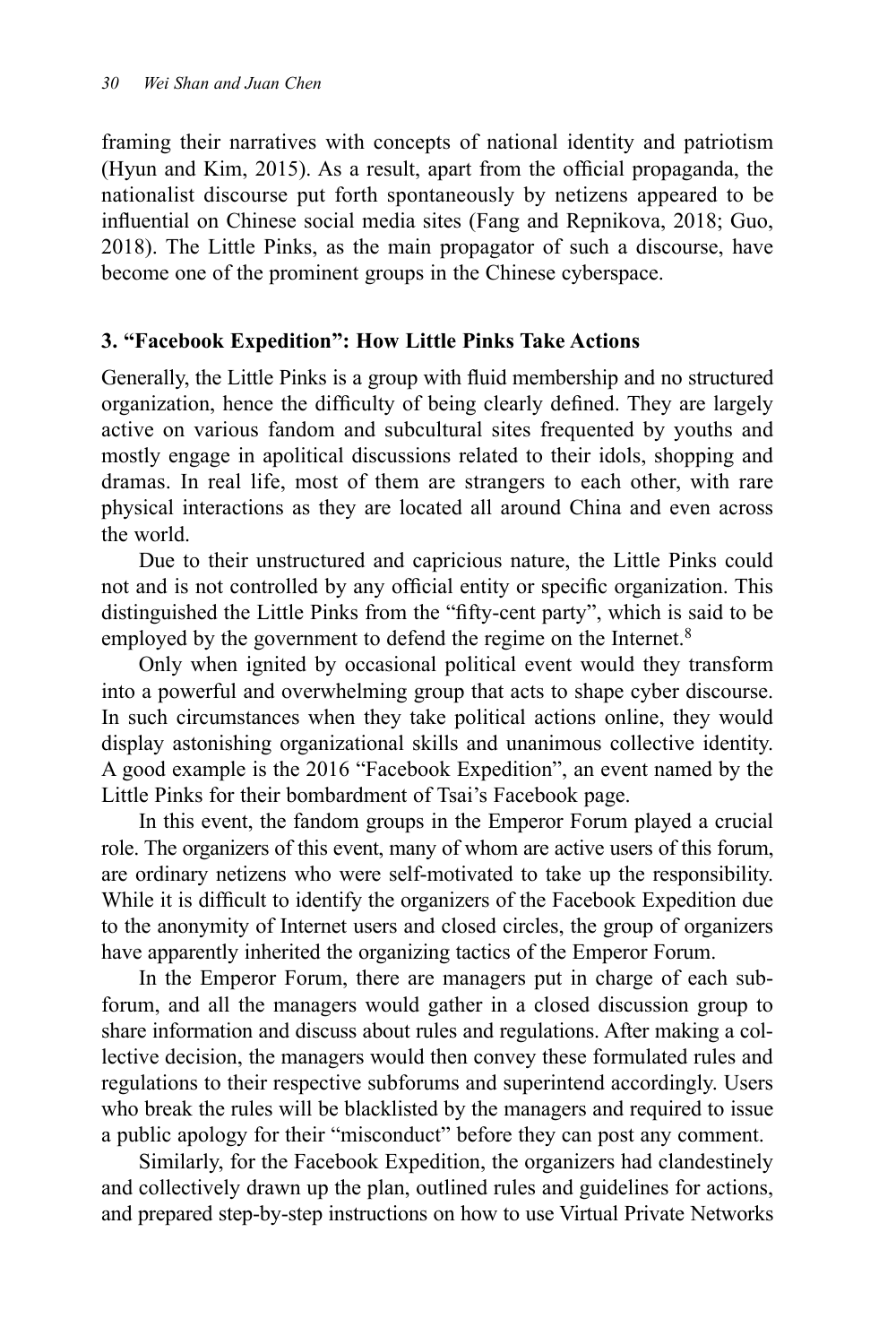framing their narratives with concepts of national identity and patriotism (Hyun and Kim, 2015). As a result, apart from the official propaganda, the nationalist discourse put forth spontaneously by netizens appeared to be influential on Chinese social media sites (Fang and Repnikova, 2018; Guo, 2018). The Little Pinks, as the main propagator of such a discourse, have become one of the prominent groups in the Chinese cyberspace.

## 3. "Facebook Expedition": How Little Pinks Take Actions

Generally, the Little Pinks is a group with fluid membership and no structured organization, hence the difficulty of being clearly defined. They are largely active on various fandom and subcultural sites frequented by youths and mostly engage in apolitical discussions related to their idols, shopping and dramas. In real life, most of them are strangers to each other, with rare physical interactions as they are located all around China and even across the world.

Due to their unstructured and capricious nature, the Little Pinks could not and is not controlled by any official entity or specific organization. This distinguished the Little Pinks from the "fifty-cent party", which is said to be employed by the government to defend the regime on the Internet.[8]

Only when ignited by occasional political event would they transform into a powerful and overwhelming group that acts to shape cyber discourse. In such circumstances when they take political actions online, they would display astonishing organizational skills and unanimous collective identity. A good example is the 2016 "Facebook Expedition", an event named by the Little Pinks for their bombardment of Tsai's Facebook page.

In this event, the fandom groups in the Emperor Forum played a crucial role. The organizers of this event, many of whom are active users of this forum, are ordinary netizens who were self-motivated to take up the responsibility. While it is difficult to identify the organizers of the Facebook Expedition due to the anonymity of Internet users and closed circles, the group of organizers have apparently inherited the organizing tactics of the Emperor Forum.

In the Emperor Forum, there are managers put in charge of each subforum, and all the managers would gather in a closed discussion group to share information and discuss about rules and regulations. After making a collective decision, the managers would then convey these formulated rules and regulations to their respective subforums and superintend accordingly. Users who break the rules will be blacklisted by the managers and required to issue a public apology for their "misconduct" before they can post any comment.

Similarly, for the Facebook Expedition, the organizers had clandestinely and collectively drawn up the plan, outlined rules and guidelines for actions, and prepared step-by-step instructions on how to use Virtual Private Networks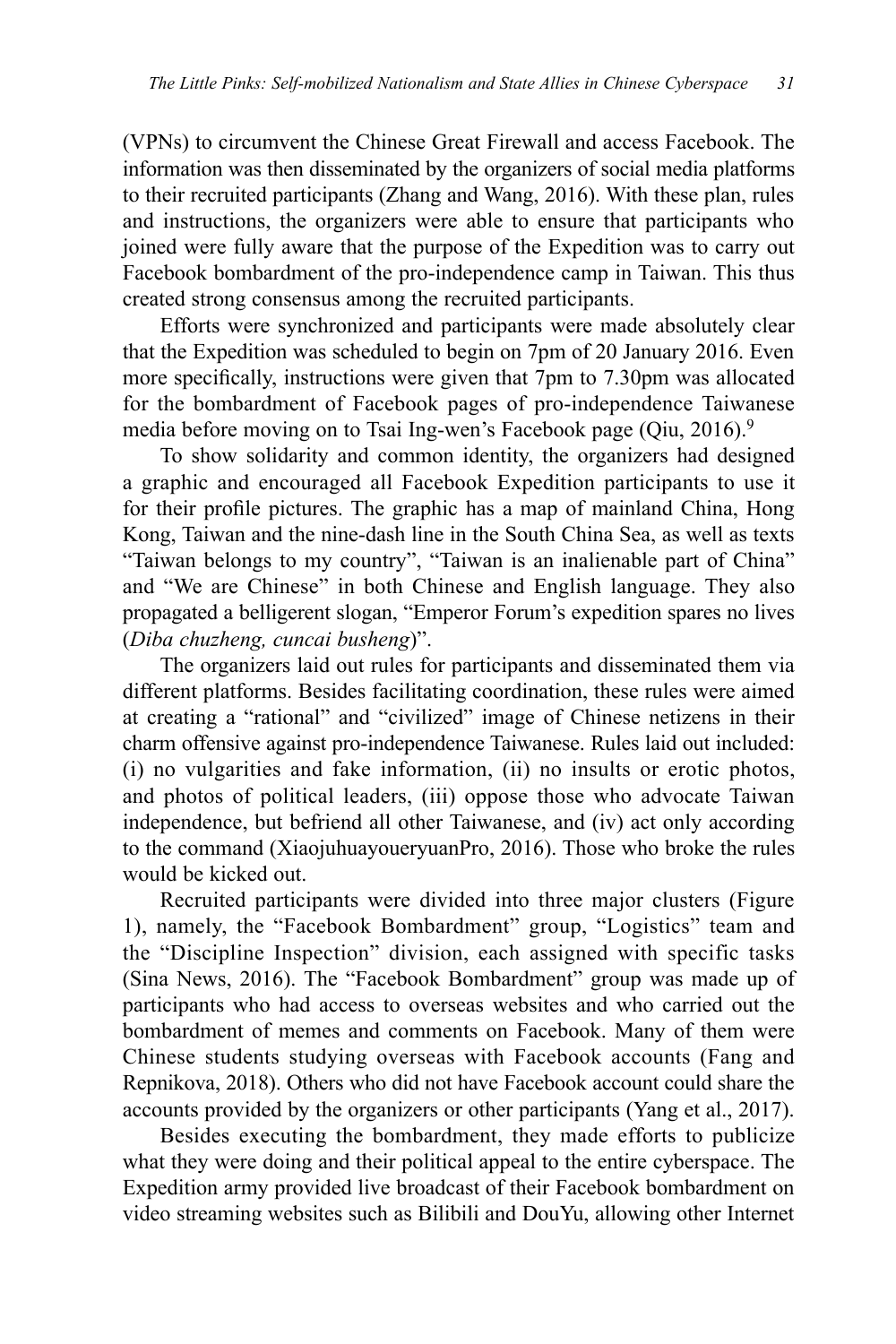(VPNs) to circumvent the Chinese Great Firewall and access Facebook. The information was then disseminated by the organizers of social media platforms to their recruited participants (Zhang and Wang, 2016). With these plan, rules and instructions, the organizers were able to ensure that participants who joined were fully aware that the purpose of the Expedition was to carry out Facebook bombardment of the pro-independence camp in Taiwan. This thus created strong consensus among the recruited participants.

Efforts were synchronized and participants were made absolutely clear that the Expedition was scheduled to begin on 7pm of 20 January 2016. Even more specifically, instructions were given that 7pm to 7.30pm was allocated for the bombardment of Facebook pages of pro-independence Taiwanese media before moving on to Tsai Ing-wen's Facebook page (Qiu, 2016).[9]

To show solidarity and common identity, the organizers had designed a graphic and encouraged all Facebook Expedition participants to use it for their profile pictures. The graphic has a map of mainland China, Hong Kong, Taiwan and the nine-dash line in the South China Sea, as well as texts "Taiwan belongs to my country", "Taiwan is an inalienable part of China" and "We are Chinese" in both Chinese and English language. They also propagated a belligerent slogan, "Emperor Forum's expedition spares no lives (*Diba chuzheng, cuncai busheng*)".

The organizers laid out rules for participants and disseminated them via different platforms. Besides facilitating coordination, these rules were aimed at creating a "rational" and "civilized" image of Chinese netizens in their charm offensive against pro-independence Taiwanese. Rules laid out included: (i) no vulgarities and fake information, (ii) no insults or erotic photos, and photos of political leaders, (iii) oppose those who advocate Taiwan independence, but befriend all other Taiwanese, and (iv) act only according to the command (XiaojuhuayoueryuanPro, 2016). Those who broke the rules would be kicked out.

Recruited participants were divided into three major clusters (Figure 1), namely, the "Facebook Bombardment" group, "Logistics" team and the "Discipline Inspection" division, each assigned with specific tasks (Sina News, 2016). The "Facebook Bombardment" group was made up of participants who had access to overseas websites and who carried out the bombardment of memes and comments on Facebook. Many of them were Chinese students studying overseas with Facebook accounts (Fang and Repnikova, 2018). Others who did not have Facebook account could share the accounts provided by the organizers or other participants (Yang et al., 2017).

Besides executing the bombardment, they made efforts to publicize what they were doing and their political appeal to the entire cyberspace. The Expedition army provided live broadcast of their Facebook bombardment on video streaming websites such as Bilibili and DouYu, allowing other Internet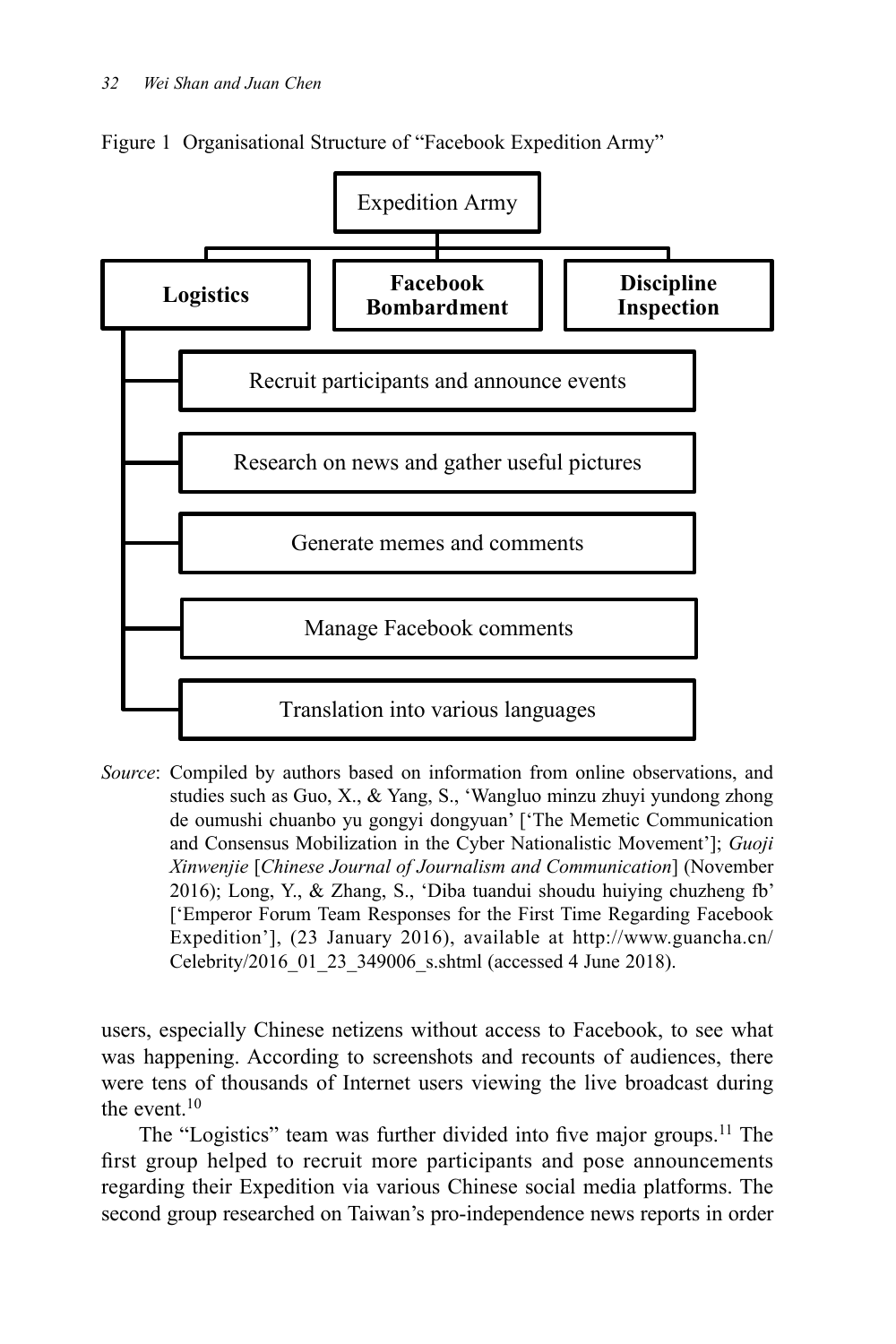Figure 1 Organisational Structure of "Facebook Expedition Army"

- Expedition Army
  - **Logistics**
    - Recruit participants and announce events
    - Research on news and gather useful pictures
    - Generate memes and comments
    - Manage Facebook comments
    - Translation into various languages
  - **Facebook Bombardment**
  - **Discipline Inspection**

*Source*: Compiled by authors based on information from online observations, and studies such as Guo, X., & Yang, S., 'Wangluo minzu zhuyi yundong zhong de oumushi chuanbo yu gongyi dongyuan' ['The Memetic Communication and Consensus Mobilization in the Cyber Nationalistic Movement']; *Guoji Xinwenjie* [*Chinese Journal of Journalism and Communication*] (November 2016); Long, Y., & Zhang, S., 'Diba tuandui shoudu huiying chuzheng fb' ['Emperor Forum Team Responses for the First Time Regarding Facebook Expedition'], (23 January 2016), available at http://www.guancha.cn/Celebrity/2016_01_23_349006_s.shtml (accessed 4 June 2018).

users, especially Chinese netizens without access to Facebook, to see what was happening. According to screenshots and recounts of audiences, there were tens of thousands of Internet users viewing the live broadcast during the event.[10]

The "Logistics" team was further divided into five major groups.[11] The first group helped to recruit more participants and pose announcements regarding their Expedition via various Chinese social media platforms. The second group researched on Taiwan's pro-independence news reports in order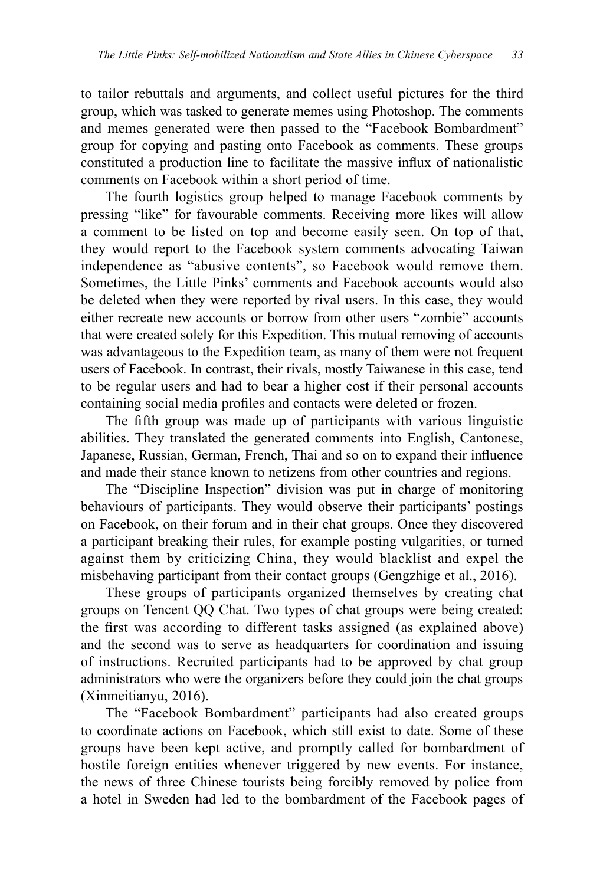to tailor rebuttals and arguments, and collect useful pictures for the third group, which was tasked to generate memes using Photoshop. The comments and memes generated were then passed to the "Facebook Bombardment" group for copying and pasting onto Facebook as comments. These groups constituted a production line to facilitate the massive influx of nationalistic comments on Facebook within a short period of time.

The fourth logistics group helped to manage Facebook comments by pressing "like" for favourable comments. Receiving more likes will allow a comment to be listed on top and become easily seen. On top of that, they would report to the Facebook system comments advocating Taiwan independence as "abusive contents", so Facebook would remove them. Sometimes, the Little Pinks' comments and Facebook accounts would also be deleted when they were reported by rival users. In this case, they would either recreate new accounts or borrow from other users "zombie" accounts that were created solely for this Expedition. This mutual removing of accounts was advantageous to the Expedition team, as many of them were not frequent users of Facebook. In contrast, their rivals, mostly Taiwanese in this case, tend to be regular users and had to bear a higher cost if their personal accounts containing social media profiles and contacts were deleted or frozen.

The fifth group was made up of participants with various linguistic abilities. They translated the generated comments into English, Cantonese, Japanese, Russian, German, French, Thai and so on to expand their influence and made their stance known to netizens from other countries and regions.

The "Discipline Inspection" division was put in charge of monitoring behaviours of participants. They would observe their participants' postings on Facebook, on their forum and in their chat groups. Once they discovered a participant breaking their rules, for example posting vulgarities, or turned against them by criticizing China, they would blacklist and expel the misbehaving participant from their contact groups (Gengzhige et al., 2016).

These groups of participants organized themselves by creating chat groups on Tencent QQ Chat. Two types of chat groups were being created: the first was according to different tasks assigned (as explained above) and the second was to serve as headquarters for coordination and issuing of instructions. Recruited participants had to be approved by chat group administrators who were the organizers before they could join the chat groups (Xinmeitianyu, 2016).

The "Facebook Bombardment" participants had also created groups to coordinate actions on Facebook, which still exist to date. Some of these groups have been kept active, and promptly called for bombardment of hostile foreign entities whenever triggered by new events. For instance, the news of three Chinese tourists being forcibly removed by police from a hotel in Sweden had led to the bombardment of the Facebook pages of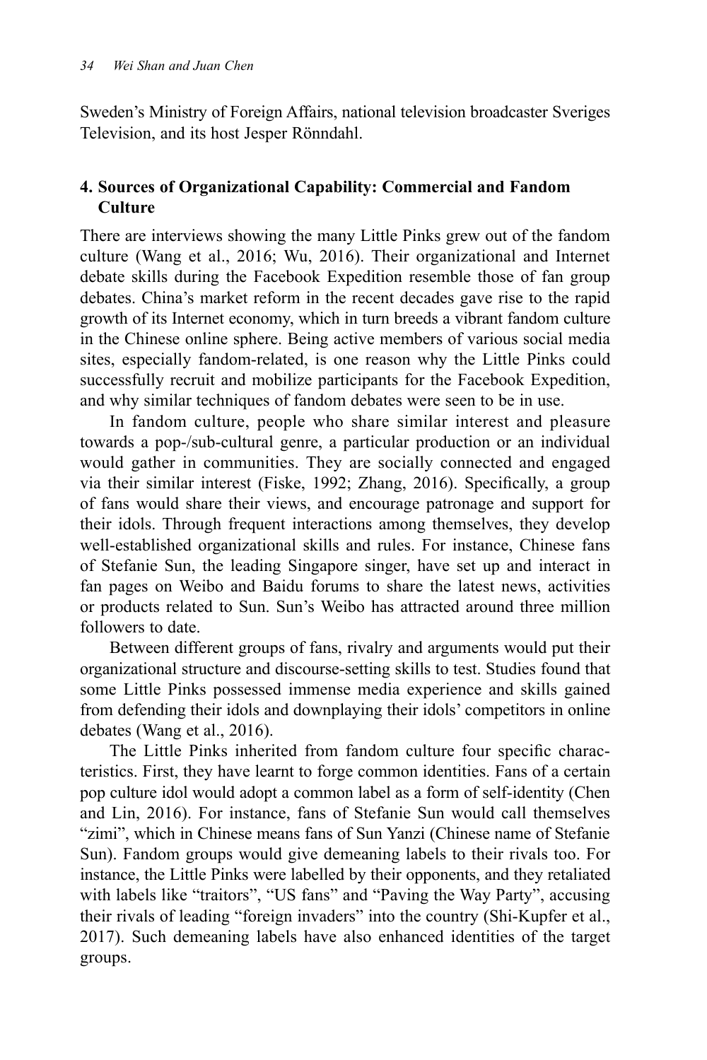Sweden's Ministry of Foreign Affairs, national television broadcaster Sveriges Television, and its host Jesper Rönndahl.

## 4. Sources of Organizational Capability: Commercial and Fandom Culture

There are interviews showing the many Little Pinks grew out of the fandom culture (Wang et al., 2016; Wu, 2016). Their organizational and Internet debate skills during the Facebook Expedition resemble those of fan group debates. China's market reform in the recent decades gave rise to the rapid growth of its Internet economy, which in turn breeds a vibrant fandom culture in the Chinese online sphere. Being active members of various social media sites, especially fandom-related, is one reason why the Little Pinks could successfully recruit and mobilize participants for the Facebook Expedition, and why similar techniques of fandom debates were seen to be in use.

In fandom culture, people who share similar interest and pleasure towards a pop-/sub-cultural genre, a particular production or an individual would gather in communities. They are socially connected and engaged via their similar interest (Fiske, 1992; Zhang, 2016). Specifically, a group of fans would share their views, and encourage patronage and support for their idols. Through frequent interactions among themselves, they develop well-established organizational skills and rules. For instance, Chinese fans of Stefanie Sun, the leading Singapore singer, have set up and interact in fan pages on Weibo and Baidu forums to share the latest news, activities or products related to Sun. Sun's Weibo has attracted around three million followers to date.

Between different groups of fans, rivalry and arguments would put their organizational structure and discourse-setting skills to test. Studies found that some Little Pinks possessed immense media experience and skills gained from defending their idols and downplaying their idols' competitors in online debates (Wang et al., 2016).

The Little Pinks inherited from fandom culture four specific characteristics. First, they have learnt to forge common identities. Fans of a certain pop culture idol would adopt a common label as a form of self-identity (Chen and Lin, 2016). For instance, fans of Stefanie Sun would call themselves "zimi", which in Chinese means fans of Sun Yanzi (Chinese name of Stefanie Sun). Fandom groups would give demeaning labels to their rivals too. For instance, the Little Pinks were labelled by their opponents, and they retaliated with labels like "traitors", "US fans" and "Paving the Way Party", accusing their rivals of leading "foreign invaders" into the country (Shi-Kupfer et al., 2017). Such demeaning labels have also enhanced identities of the target groups.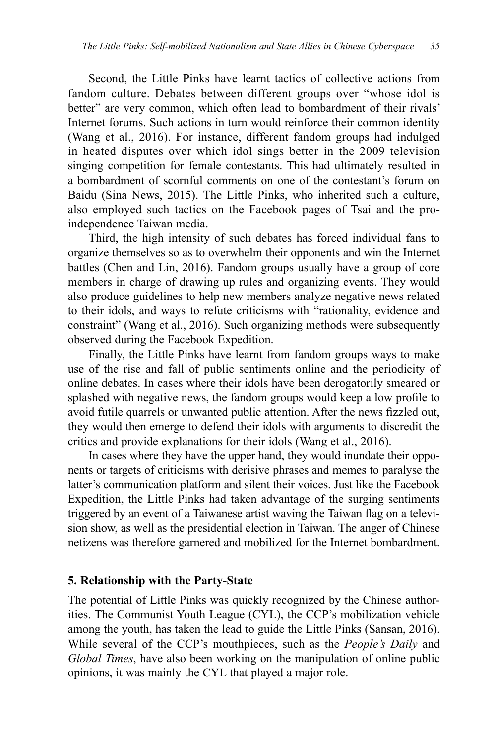Second, the Little Pinks have learnt tactics of collective actions from fandom culture. Debates between different groups over "whose idol is better" are very common, which often lead to bombardment of their rivals' Internet forums. Such actions in turn would reinforce their common identity (Wang et al., 2016). For instance, different fandom groups had indulged in heated disputes over which idol sings better in the 2009 television singing competition for female contestants. This had ultimately resulted in a bombardment of scornful comments on one of the contestant's forum on Baidu (Sina News, 2015). The Little Pinks, who inherited such a culture, also employed such tactics on the Facebook pages of Tsai and the pro-independence Taiwan media.

Third, the high intensity of such debates has forced individual fans to organize themselves so as to overwhelm their opponents and win the Internet battles (Chen and Lin, 2016). Fandom groups usually have a group of core members in charge of drawing up rules and organizing events. They would also produce guidelines to help new members analyze negative news related to their idols, and ways to refute criticisms with "rationality, evidence and constraint" (Wang et al., 2016). Such organizing methods were subsequently observed during the Facebook Expedition.

Finally, the Little Pinks have learnt from fandom groups ways to make use of the rise and fall of public sentiments online and the periodicity of online debates. In cases where their idols have been derogatorily smeared or splashed with negative news, the fandom groups would keep a low profile to avoid futile quarrels or unwanted public attention. After the news fizzled out, they would then emerge to defend their idols with arguments to discredit the critics and provide explanations for their idols (Wang et al., 2016).

In cases where they have the upper hand, they would inundate their opponents or targets of criticisms with derisive phrases and memes to paralyse the latter's communication platform and silent their voices. Just like the Facebook Expedition, the Little Pinks had taken advantage of the surging sentiments triggered by an event of a Taiwanese artist waving the Taiwan flag on a television show, as well as the presidential election in Taiwan. The anger of Chinese netizens was therefore garnered and mobilized for the Internet bombardment.

## 5. Relationship with the Party-State

The potential of Little Pinks was quickly recognized by the Chinese authorities. The Communist Youth League (CYL), the CCP's mobilization vehicle among the youth, has taken the lead to guide the Little Pinks (Sansan, 2016). While several of the CCP's mouthpieces, such as the *People's Daily* and *Global Times*, have also been working on the manipulation of online public opinions, it was mainly the CYL that played a major role.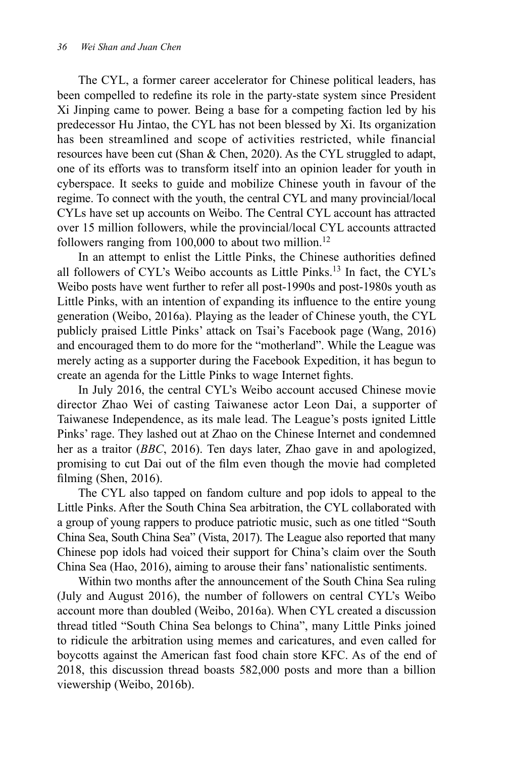The CYL, a former career accelerator for Chinese political leaders, has been compelled to redefine its role in the party-state system since President Xi Jinping came to power. Being a base for a competing faction led by his predecessor Hu Jintao, the CYL has not been blessed by Xi. Its organization has been streamlined and scope of activities restricted, while financial resources have been cut (Shan & Chen, 2020). As the CYL struggled to adapt, one of its efforts was to transform itself into an opinion leader for youth in cyberspace. It seeks to guide and mobilize Chinese youth in favour of the regime. To connect with the youth, the central CYL and many provincial/local CYLs have set up accounts on Weibo. The Central CYL account has attracted over 15 million followers, while the provincial/local CYL accounts attracted followers ranging from 100,000 to about two million.[12]

In an attempt to enlist the Little Pinks, the Chinese authorities defined all followers of CYL's Weibo accounts as Little Pinks.[13] In fact, the CYL's Weibo posts have went further to refer all post-1990s and post-1980s youth as Little Pinks, with an intention of expanding its influence to the entire young generation (Weibo, 2016a). Playing as the leader of Chinese youth, the CYL publicly praised Little Pinks' attack on Tsai's Facebook page (Wang, 2016) and encouraged them to do more for the "motherland". While the League was merely acting as a supporter during the Facebook Expedition, it has begun to create an agenda for the Little Pinks to wage Internet fights.

In July 2016, the central CYL's Weibo account accused Chinese movie director Zhao Wei of casting Taiwanese actor Leon Dai, a supporter of Taiwanese Independence, as its male lead. The League's posts ignited Little Pinks' rage. They lashed out at Zhao on the Chinese Internet and condemned her as a traitor (*BBC*, 2016). Ten days later, Zhao gave in and apologized, promising to cut Dai out of the film even though the movie had completed filming (Shen, 2016).

The CYL also tapped on fandom culture and pop idols to appeal to the Little Pinks. After the South China Sea arbitration, the CYL collaborated with a group of young rappers to produce patriotic music, such as one titled "South China Sea, South China Sea" (Vista, 2017). The League also reported that many Chinese pop idols had voiced their support for China's claim over the South China Sea (Hao, 2016), aiming to arouse their fans' nationalistic sentiments.

Within two months after the announcement of the South China Sea ruling (July and August 2016), the number of followers on central CYL's Weibo account more than doubled (Weibo, 2016a). When CYL created a discussion thread titled "South China Sea belongs to China", many Little Pinks joined to ridicule the arbitration using memes and caricatures, and even called for boycotts against the American fast food chain store KFC. As of the end of 2018, this discussion thread boasts 582,000 posts and more than a billion viewership (Weibo, 2016b).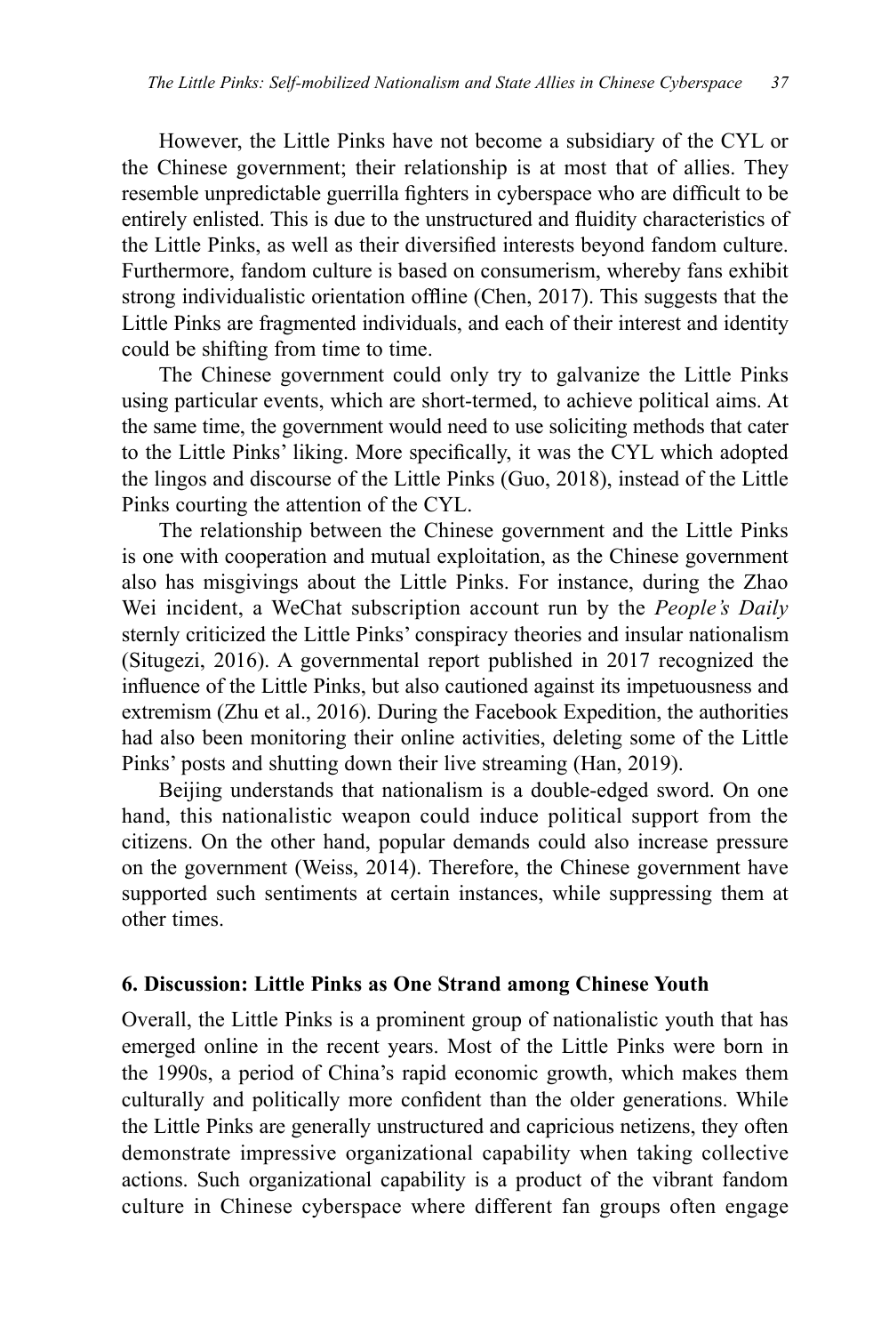However, the Little Pinks have not become a subsidiary of the CYL or the Chinese government; their relationship is at most that of allies. They resemble unpredictable guerrilla fighters in cyberspace who are difficult to be entirely enlisted. This is due to the unstructured and fluidity characteristics of the Little Pinks, as well as their diversified interests beyond fandom culture. Furthermore, fandom culture is based on consumerism, whereby fans exhibit strong individualistic orientation offline (Chen, 2017). This suggests that the Little Pinks are fragmented individuals, and each of their interest and identity could be shifting from time to time.

The Chinese government could only try to galvanize the Little Pinks using particular events, which are short-termed, to achieve political aims. At the same time, the government would need to use soliciting methods that cater to the Little Pinks' liking. More specifically, it was the CYL which adopted the lingos and discourse of the Little Pinks (Guo, 2018), instead of the Little Pinks courting the attention of the CYL.

The relationship between the Chinese government and the Little Pinks is one with cooperation and mutual exploitation, as the Chinese government also has misgivings about the Little Pinks. For instance, during the Zhao Wei incident, a WeChat subscription account run by the *People's Daily* sternly criticized the Little Pinks' conspiracy theories and insular nationalism (Situgezi, 2016). A governmental report published in 2017 recognized the influence of the Little Pinks, but also cautioned against its impetuousness and extremism (Zhu et al., 2016). During the Facebook Expedition, the authorities had also been monitoring their online activities, deleting some of the Little Pinks' posts and shutting down their live streaming (Han, 2019).

Beijing understands that nationalism is a double-edged sword. On one hand, this nationalistic weapon could induce political support from the citizens. On the other hand, popular demands could also increase pressure on the government (Weiss, 2014). Therefore, the Chinese government have supported such sentiments at certain instances, while suppressing them at other times.

### 6. Discussion: Little Pinks as One Strand among Chinese Youth

Overall, the Little Pinks is a prominent group of nationalistic youth that has emerged online in the recent years. Most of the Little Pinks were born in the 1990s, a period of China's rapid economic growth, which makes them culturally and politically more confident than the older generations. While the Little Pinks are generally unstructured and capricious netizens, they often demonstrate impressive organizational capability when taking collective actions. Such organizational capability is a product of the vibrant fandom culture in Chinese cyberspace where different fan groups often engage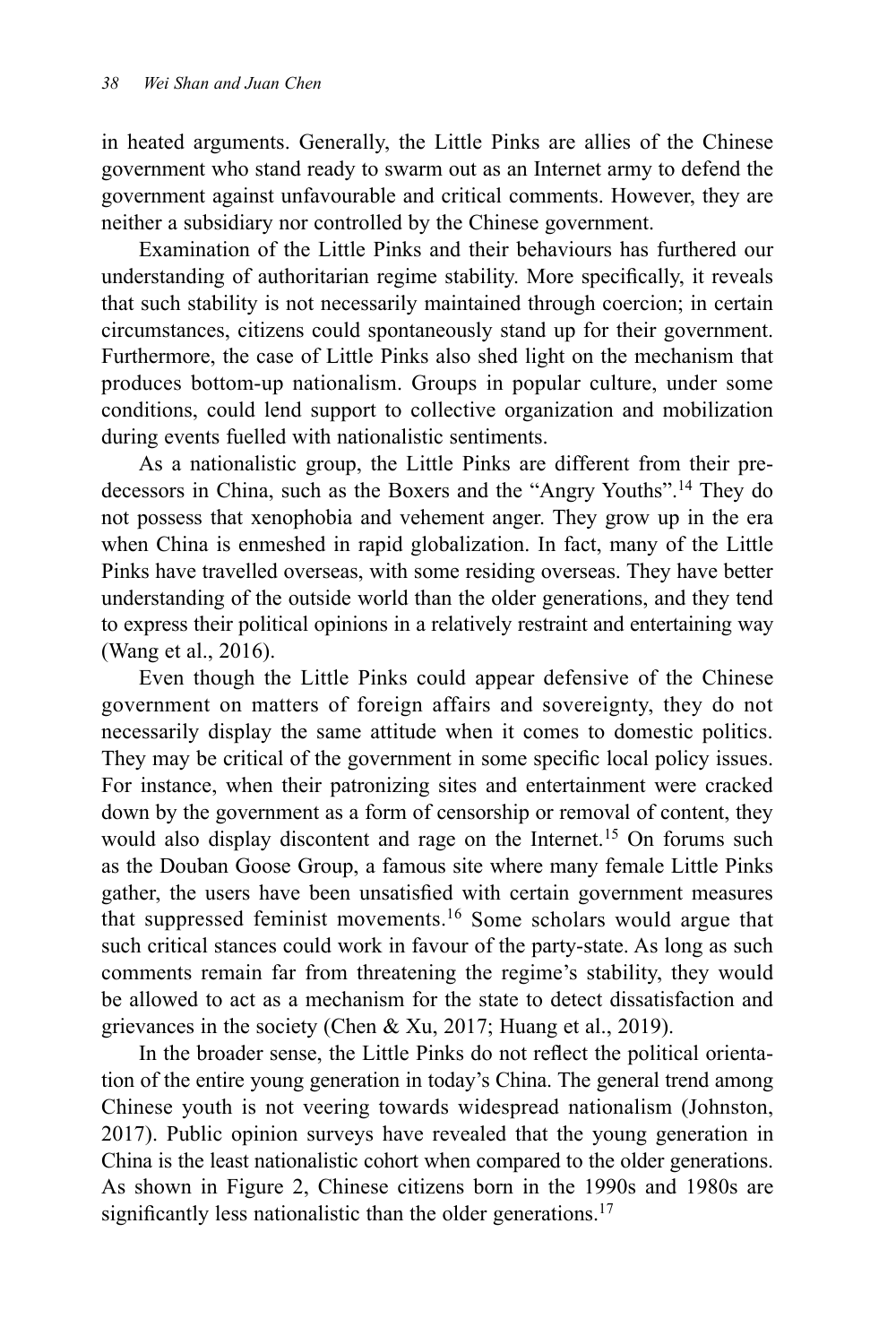in heated arguments. Generally, the Little Pinks are allies of the Chinese government who stand ready to swarm out as an Internet army to defend the government against unfavourable and critical comments. However, they are neither a subsidiary nor controlled by the Chinese government.

Examination of the Little Pinks and their behaviours has furthered our understanding of authoritarian regime stability. More specifically, it reveals that such stability is not necessarily maintained through coercion; in certain circumstances, citizens could spontaneously stand up for their government. Furthermore, the case of Little Pinks also shed light on the mechanism that produces bottom-up nationalism. Groups in popular culture, under some conditions, could lend support to collective organization and mobilization during events fuelled with nationalistic sentiments.

As a nationalistic group, the Little Pinks are different from their predecessors in China, such as the Boxers and the "Angry Youths".[14] They do not possess that xenophobia and vehement anger. They grow up in the era when China is enmeshed in rapid globalization. In fact, many of the Little Pinks have travelled overseas, with some residing overseas. They have better understanding of the outside world than the older generations, and they tend to express their political opinions in a relatively restraint and entertaining way (Wang et al., 2016).

Even though the Little Pinks could appear defensive of the Chinese government on matters of foreign affairs and sovereignty, they do not necessarily display the same attitude when it comes to domestic politics. They may be critical of the government in some specific local policy issues. For instance, when their patronizing sites and entertainment were cracked down by the government as a form of censorship or removal of content, they would also display discontent and rage on the Internet.[15] On forums such as the Douban Goose Group, a famous site where many female Little Pinks gather, the users have been unsatisfied with certain government measures that suppressed feminist movements.[16] Some scholars would argue that such critical stances could work in favour of the party-state. As long as such comments remain far from threatening the regime's stability, they would be allowed to act as a mechanism for the state to detect dissatisfaction and grievances in the society (Chen & Xu, 2017; Huang et al., 2019).

In the broader sense, the Little Pinks do not reflect the political orientation of the entire young generation in today's China. The general trend among Chinese youth is not veering towards widespread nationalism (Johnston, 2017). Public opinion surveys have revealed that the young generation in China is the least nationalistic cohort when compared to the older generations. As shown in Figure 2, Chinese citizens born in the 1990s and 1980s are significantly less nationalistic than the older generations.[17]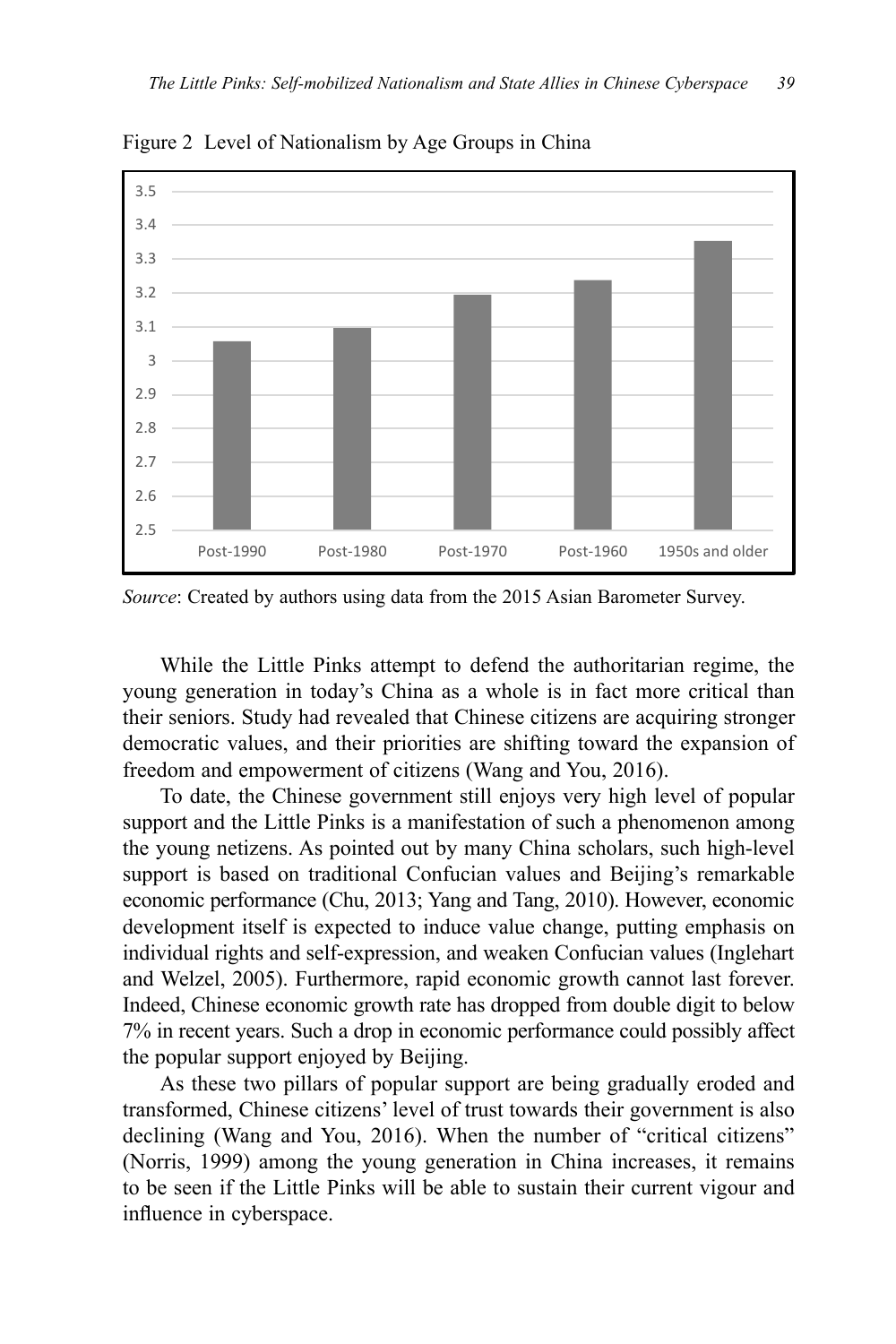Figure 2 Level of Nationalism by Age Groups in China

*Source*: Created by authors using data from the 2015 Asian Barometer Survey.

While the Little Pinks attempt to defend the authoritarian regime, the young generation in today's China as a whole is in fact more critical than their seniors. Study had revealed that Chinese citizens are acquiring stronger democratic values, and their priorities are shifting toward the expansion of freedom and empowerment of citizens (Wang and You, 2016).

To date, the Chinese government still enjoys very high level of popular support and the Little Pinks is a manifestation of such a phenomenon among the young netizens. As pointed out by many China scholars, such high-level support is based on traditional Confucian values and Beijing's remarkable economic performance (Chu, 2013; Yang and Tang, 2010). However, economic development itself is expected to induce value change, putting emphasis on individual rights and self-expression, and weaken Confucian values (Inglehart and Welzel, 2005). Furthermore, rapid economic growth cannot last forever. Indeed, Chinese economic growth rate has dropped from double digit to below 7% in recent years. Such a drop in economic performance could possibly affect the popular support enjoyed by Beijing.

As these two pillars of popular support are being gradually eroded and transformed, Chinese citizens' level of trust towards their government is also declining (Wang and You, 2016). When the number of "critical citizens" (Norris, 1999) among the young generation in China increases, it remains to be seen if the Little Pinks will be able to sustain their current vigour and influence in cyberspace.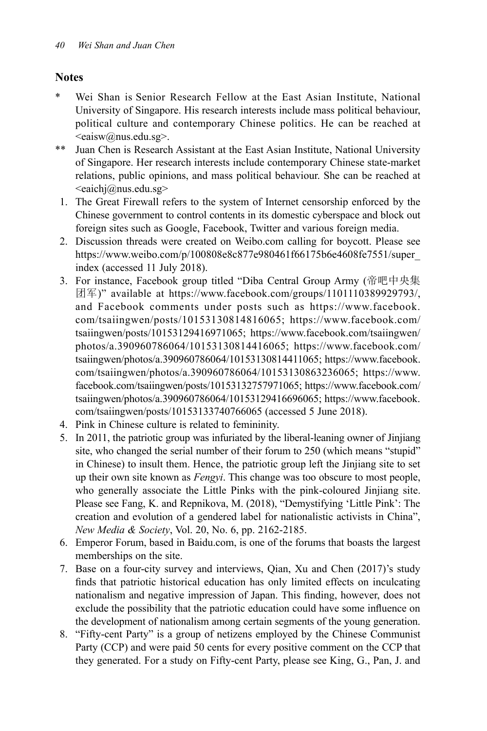## Notes

\* Wei Shan is Senior Research Fellow at the East Asian Institute, National University of Singapore. His research interests include mass political behaviour, political culture and contemporary Chinese politics. He can be reached at <eaisw@nus.edu.sg>.

\** Juan Chen is Research Assistant at the East Asian Institute, National University of Singapore. Her research interests include contemporary Chinese state-market relations, public opinions, and mass political behaviour. She can be reached at <eaichj@nus.edu.sg>

1. The Great Firewall refers to the system of Internet censorship enforced by the Chinese government to control contents in its domestic cyberspace and block out foreign sites such as Google, Facebook, Twitter and various foreign media.
2. Discussion threads were created on Weibo.com calling for boycott. Please see https://www.weibo.com/p/100808e8c877e980461f66175b6e4608fe7551/super_index (accessed 11 July 2018).
3. For instance, Facebook group titled "Diba Central Group Army (帝吧中央集团军)" available at https://www.facebook.com/groups/1101110389929793/, and Facebook comments under posts such as https://www.facebook.com/tsaiingwen/posts/10153130814816065; https://www.facebook.com/tsaiingwen/posts/10153129416971065; https://www.facebook.com/tsaiingwen/photos/a.390960786064/10153130814416065; https://www.facebook.com/tsaiingwen/photos/a.390960786064/10153130814411065; https://www.facebook.com/tsaiingwen/photos/a.390960786064/10153130863236065; https://www.facebook.com/tsaiingwen/posts/10153132757971065; https://www.facebook.com/tsaiingwen/photos/a.390960786064/10153129416696065; https://www.facebook.com/tsaiingwen/posts/10153133740766065 (accessed 5 June 2018).
4. Pink in Chinese culture is related to femininity.
5. In 2011, the patriotic group was infuriated by the liberal-leaning owner of Jinjiang site, who changed the serial number of their forum to 250 (which means "stupid" in Chinese) to insult them. Hence, the patriotic group left the Jinjiang site to set up their own site known as *Fengyi*. This change was too obscure to most people, who generally associate the Little Pinks with the pink-coloured Jinjiang site. Please see Fang, K. and Repnikova, M. (2018), "Demystifying 'Little Pink': The creation and evolution of a gendered label for nationalistic activists in China", *New Media & Society*, Vol. 20, No. 6, pp. 2162-2185.
6. Emperor Forum, based in Baidu.com, is one of the forums that boasts the largest memberships on the site.
7. Base on a four-city survey and interviews, Qian, Xu and Chen (2017)'s study finds that patriotic historical education has only limited effects on inculcating nationalism and negative impression of Japan. This finding, however, does not exclude the possibility that the patriotic education could have some influence on the development of nationalism among certain segments of the young generation.
8. "Fifty-cent Party" is a group of netizens employed by the Chinese Communist Party (CCP) and were paid 50 cents for every positive comment on the CCP that they generated. For a study on Fifty-cent Party, please see King, G., Pan, J. and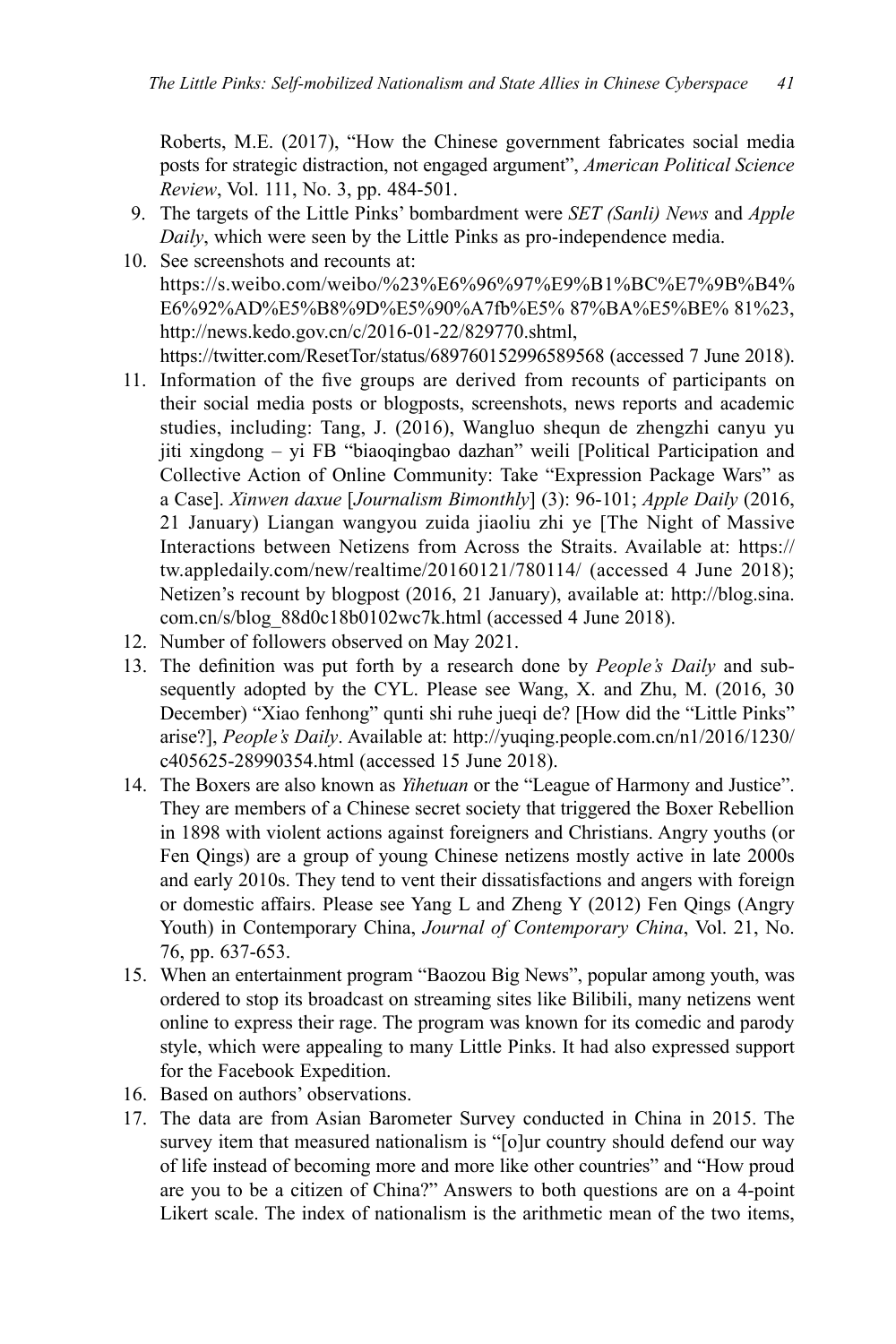Roberts, M.E. (2017), "How the Chinese government fabricates social media posts for strategic distraction, not engaged argument", *American Political Science Review*, Vol. 111, No. 3, pp. 484-501.

9. The targets of the Little Pinks' bombardment were *SET (Sanli) News* and *Apple Daily*, which were seen by the Little Pinks as pro-independence media.
10. See screenshots and recounts at: https://s.weibo.com/weibo/%23%E6%96%97%E9%B1%BC%E7%9B%B4%E6%92%AD%E5%B8%9D%E5%90%A7fb%E5% 87%BA%E5%BE% 81%23, http://news.kedo.gov.cn/c/2016-01-22/829770.shtml, https://twitter.com/ResetTor/status/689760152996589568 (accessed 7 June 2018).
11. Information of the five groups are derived from recounts of participants on their social media posts or blogposts, screenshots, news reports and academic studies, including: Tang, J. (2016), Wangluo shequn de zhengzhi canyu yu jiti xingdong – yi FB "biaoqingbao dazhan" weili [Political Participation and Collective Action of Online Community: Take "Expression Package Wars" as a Case]. *Xinwen daxue* [*Journalism Bimonthly*] (3): 96-101; *Apple Daily* (2016, 21 January) Liangan wangyou zuida jiaoliu zhi ye [The Night of Massive Interactions between Netizens from Across the Straits. Available at: https://tw.appledaily.com/new/realtime/20160121/780114/ (accessed 4 June 2018); Netizen's recount by blogpost (2016, 21 January), available at: http://blog.sina.com.cn/s/blog_88d0c18b0102wc7k.html (accessed 4 June 2018).
12. Number of followers observed on May 2021.
13. The definition was put forth by a research done by *People's Daily* and subsequently adopted by the CYL. Please see Wang, X. and Zhu, M. (2016, 30 December) "Xiao fenhong" qunti shi ruhe jueqi de? [How did the "Little Pinks" arise?], *People's Daily*. Available at: http://yuqing.people.com.cn/n1/2016/1230/c405625-28990354.html (accessed 15 June 2018).
14. The Boxers are also known as *Yihetuan* or the "League of Harmony and Justice". They are members of a Chinese secret society that triggered the Boxer Rebellion in 1898 with violent actions against foreigners and Christians. Angry youths (or Fen Qings) are a group of young Chinese netizens mostly active in late 2000s and early 2010s. They tend to vent their dissatisfactions and angers with foreign or domestic affairs. Please see Yang L and Zheng Y (2012) Fen Qings (Angry Youth) in Contemporary China, *Journal of Contemporary China*, Vol. 21, No. 76, pp. 637-653.
15. When an entertainment program "Baozou Big News", popular among youth, was ordered to stop its broadcast on streaming sites like Bilibili, many netizens went online to express their rage. The program was known for its comedic and parody style, which were appealing to many Little Pinks. It had also expressed support for the Facebook Expedition.
16. Based on authors' observations.
17. The data are from Asian Barometer Survey conducted in China in 2015. The survey item that measured nationalism is "[o]ur country should defend our way of life instead of becoming more and more like other countries" and "How proud are you to be a citizen of China?" Answers to both questions are on a 4-point Likert scale. The index of nationalism is the arithmetic mean of the two items,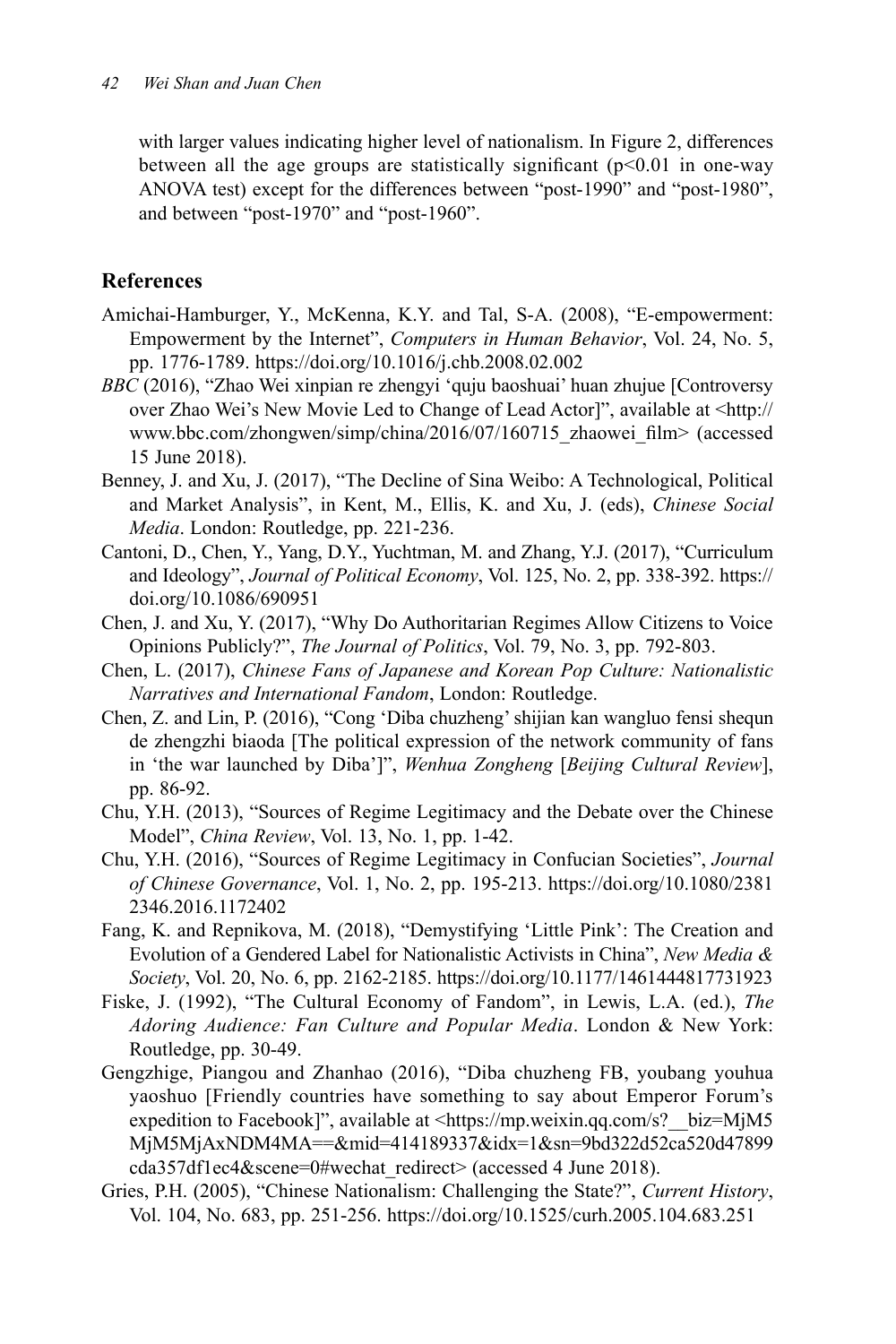with larger values indicating higher level of nationalism. In Figure 2, differences between all the age groups are statistically significant ($p<0.01$ in one-way ANOVA test) except for the differences between "post-1990" and "post-1980", and between "post-1970" and "post-1960".

## References

Amichai-Hamburger, Y., McKenna, K.Y. and Tal, S-A. (2008), "E-empowerment: Empowerment by the Internet", *Computers in Human Behavior*, Vol. 24, No. 5, pp. 1776-1789. https://doi.org/10.1016/j.chb.2008.02.002

*BBC* (2016), "Zhao Wei xinpian re zhengyi 'quju baoshuai' huan zhujue [Controversy over Zhao Wei's New Movie Led to Change of Lead Actor]", available at <http://www.bbc.com/zhongwen/simp/china/2016/07/160715_zhaowei_film> (accessed 15 June 2018).

Benney, J. and Xu, J. (2017), "The Decline of Sina Weibo: A Technological, Political and Market Analysis", in Kent, M., Ellis, K. and Xu, J. (eds), *Chinese Social Media*. London: Routledge, pp. 221-236.

Cantoni, D., Chen, Y., Yang, D.Y., Yuchtman, M. and Zhang, Y.J. (2017), "Curriculum and Ideology", *Journal of Political Economy*, Vol. 125, No. 2, pp. 338-392. https://doi.org/10.1086/690951

Chen, J. and Xu, Y. (2017), "Why Do Authoritarian Regimes Allow Citizens to Voice Opinions Publicly?", *The Journal of Politics*, Vol. 79, No. 3, pp. 792-803.

Chen, L. (2017), *Chinese Fans of Japanese and Korean Pop Culture: Nationalistic Narratives and International Fandom*, London: Routledge.

Chen, Z. and Lin, P. (2016), "Cong 'Diba chuzheng' shijian kan wangluo fensi shequn de zhengzhi biaoda [The political expression of the network community of fans in 'the war launched by Diba']", *Wenhua Zongheng* [*Beijing Cultural Review*], pp. 86-92.

Chu, Y.H. (2013), "Sources of Regime Legitimacy and the Debate over the Chinese Model", *China Review*, Vol. 13, No. 1, pp. 1-42.

Chu, Y.H. (2016), "Sources of Regime Legitimacy in Confucian Societies", *Journal of Chinese Governance*, Vol. 1, No. 2, pp. 195-213. https://doi.org/10.1080/23812346.2016.1172402

Fang, K. and Repnikova, M. (2018), "Demystifying 'Little Pink': The Creation and Evolution of a Gendered Label for Nationalistic Activists in China", *New Media & Society*, Vol. 20, No. 6, pp. 2162-2185. https://doi.org/10.1177/1461444817731923

Fiske, J. (1992), "The Cultural Economy of Fandom", in Lewis, L.A. (ed.), *The Adoring Audience: Fan Culture and Popular Media*. London & New York: Routledge, pp. 30-49.

Gengzhige, Piangou and Zhanhao (2016), "Diba chuzheng FB, youbang youhua yaoshuo [Friendly countries have something to say about Emperor Forum's expedition to Facebook]", available at <https://mp.weixin.qq.com/s?__biz=MjM5MjM5MjAxNDM4MA==&mid=414189337&idx=1&sn=9bd322d52ca520d47899cda357df1ec4&scene=0#wechat_redirect> (accessed 4 June 2018).

Gries, P.H. (2005), "Chinese Nationalism: Challenging the State?", *Current History*, Vol. 104, No. 683, pp. 251-256. https://doi.org/10.1525/curh.2005.104.683.251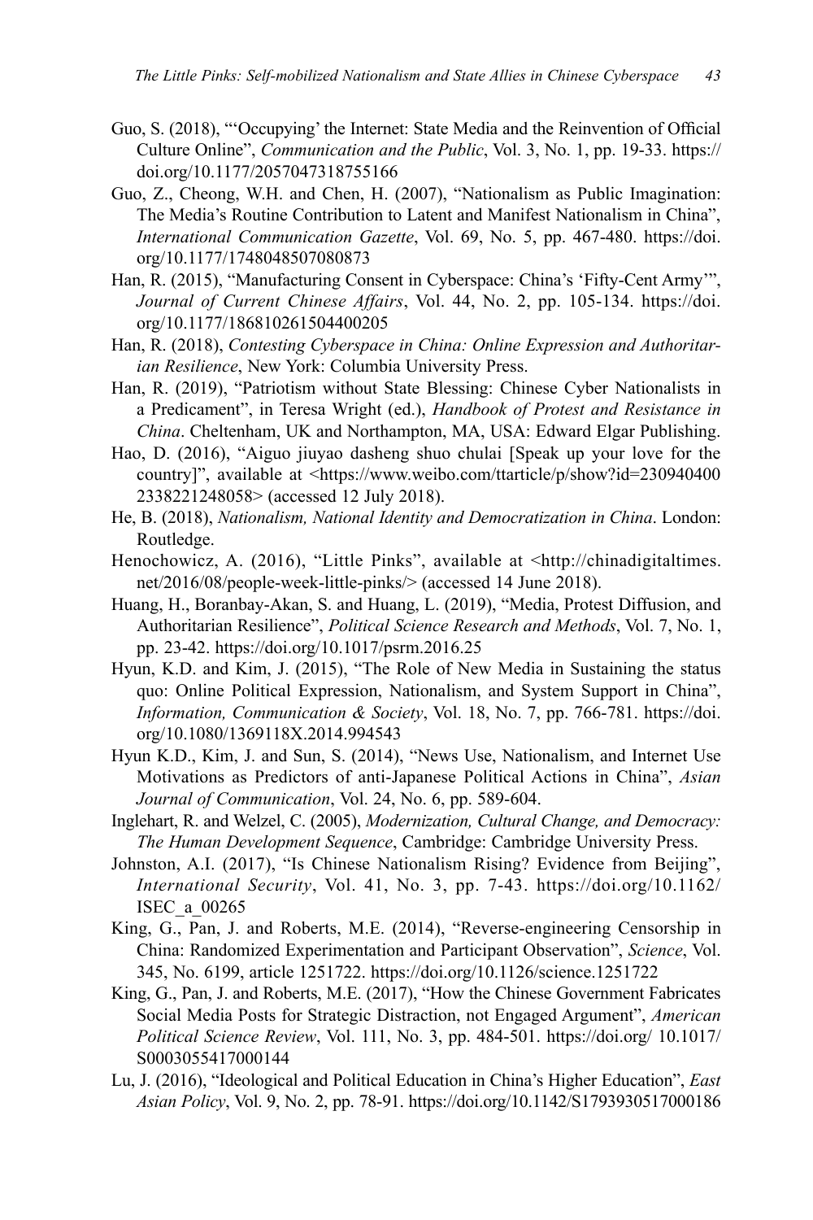Guo, S. (2018), "'Occupying' the Internet: State Media and the Reinvention of Official Culture Online", *Communication and the Public*, Vol. 3, No. 1, pp. 19-33. https://doi.org/10.1177/2057047318755166

Guo, Z., Cheong, W.H. and Chen, H. (2007), "Nationalism as Public Imagination: The Media's Routine Contribution to Latent and Manifest Nationalism in China", *International Communication Gazette*, Vol. 69, No. 5, pp. 467-480. https://doi.org/10.1177/1748048507080873

Han, R. (2015), "Manufacturing Consent in Cyberspace: China's 'Fifty-Cent Army'", *Journal of Current Chinese Affairs*, Vol. 44, No. 2, pp. 105-134. https://doi.org/10.1177/186810261504400205

Han, R. (2018), *Contesting Cyberspace in China: Online Expression and Authoritarian Resilience*, New York: Columbia University Press.

Han, R. (2019), "Patriotism without State Blessing: Chinese Cyber Nationalists in a Predicament", in Teresa Wright (ed.), *Handbook of Protest and Resistance in China*. Cheltenham, UK and Northampton, MA, USA: Edward Elgar Publishing.

Hao, D. (2016), "Aiguo jiuyao dasheng shuo chulai [Speak up your love for the country]", available at <https://www.weibo.com/ttarticle/p/show?id=2309404002338221248058> (accessed 12 July 2018).

He, B. (2018), *Nationalism, National Identity and Democratization in China*. London: Routledge.

Henochowicz, A. (2016), "Little Pinks", available at <http://chinadigitaltimes.net/2016/08/people-week-little-pinks/> (accessed 14 June 2018).

Huang, H., Boranbay-Akan, S. and Huang, L. (2019), "Media, Protest Diffusion, and Authoritarian Resilience", *Political Science Research and Methods*, Vol. 7, No. 1, pp. 23-42. https://doi.org/10.1017/psrm.2016.25

Hyun, K.D. and Kim, J. (2015), "The Role of New Media in Sustaining the status quo: Online Political Expression, Nationalism, and System Support in China", *Information, Communication & Society*, Vol. 18, No. 7, pp. 766-781. https://doi.org/10.1080/1369118X.2014.994543

Hyun K.D., Kim, J. and Sun, S. (2014), "News Use, Nationalism, and Internet Use Motivations as Predictors of anti-Japanese Political Actions in China", *Asian Journal of Communication*, Vol. 24, No. 6, pp. 589-604.

Inglehart, R. and Welzel, C. (2005), *Modernization, Cultural Change, and Democracy: The Human Development Sequence*, Cambridge: Cambridge University Press.

Johnston, A.I. (2017), "Is Chinese Nationalism Rising? Evidence from Beijing", *International Security*, Vol. 41, No. 3, pp. 7-43. https://doi.org/10.1162/ISEC_a_00265

King, G., Pan, J. and Roberts, M.E. (2014), "Reverse-engineering Censorship in China: Randomized Experimentation and Participant Observation", *Science*, Vol. 345, No. 6199, article 1251722. https://doi.org/10.1126/science.1251722

King, G., Pan, J. and Roberts, M.E. (2017), "How the Chinese Government Fabricates Social Media Posts for Strategic Distraction, not Engaged Argument", *American Political Science Review*, Vol. 111, No. 3, pp. 484-501. https://doi.org/ 10.1017/S0003055417000144

Lu, J. (2016), "Ideological and Political Education in China's Higher Education", *East Asian Policy*, Vol. 9, No. 2, pp. 78-91. https://doi.org/10.1142/S1793930517000186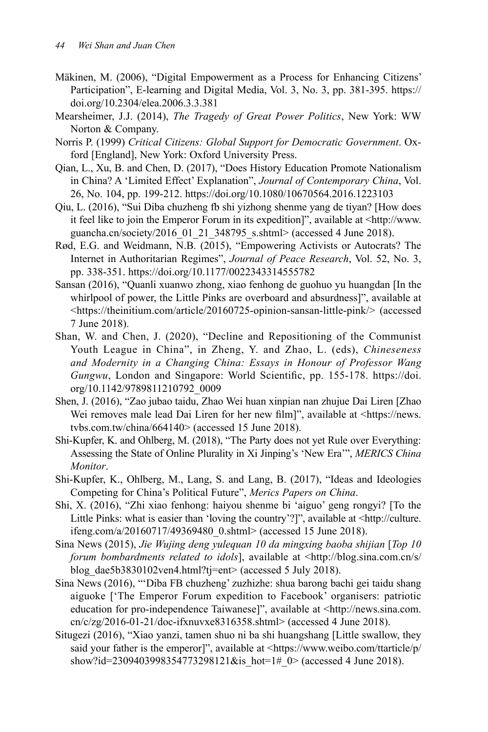Mäkinen, M. (2006), "Digital Empowerment as a Process for Enhancing Citizens' Participation", E-learning and Digital Media, Vol. 3, No. 3, pp. 381-395. https://doi.org/10.2304/elea.2006.3.3.381

Mearsheimer, J.J. (2014), *The Tragedy of Great Power Politics*, New York: WW Norton & Company.

Norris P. (1999) *Critical Citizens: Global Support for Democratic Government*. Oxford [England], New York: Oxford University Press.

Qian, L., Xu, B. and Chen, D. (2017), "Does History Education Promote Nationalism in China? A 'Limited Effect' Explanation", *Journal of Contemporary China*, Vol. 26, No. 104, pp. 199-212. https://doi.org/10.1080/10670564.2016.1223103

Qiu, L. (2016), "Sui Diba chuzheng fb shi yizhong shenme yang de tiyan? [How does it feel like to join the Emperor Forum in its expedition]", available at <http://www.guancha.cn/society/2016_01_21_348795_s.shtml> (accessed 4 June 2018).

Rød, E.G. and Weidmann, N.B. (2015), "Empowering Activists or Autocrats? The Internet in Authoritarian Regimes", *Journal of Peace Research*, Vol. 52, No. 3, pp. 338-351. https://doi.org/10.1177/0022343314555782

Sansan (2016), "Quanli xuanwo zhong, xiao fenhong de guohuo yu huangdan [In the whirlpool of power, the Little Pinks are overboard and absurdness]", available at <https://theinitium.com/article/20160725-opinion-sansan-little-pink/> (accessed 7 June 2018).

Shan, W. and Chen, J. (2020), "Decline and Repositioning of the Communist Youth League in China", in Zheng, Y. and Zhao, L. (eds), *Chineseness and Modernity in a Changing China: Essays in Honour of Professor Wang Gungwu*, London and Singapore: World Scientific, pp. 155-178. https://doi.org/10.1142/9789811210792_0009

Shen, J. (2016), "Zao jubao taidu, Zhao Wei huan xinpian nan zhujue Dai Liren [Zhao Wei removes male lead Dai Liren for her new film]", available at <https://news.tvbs.com.tw/china/664140> (accessed 15 June 2018).

Shi-Kupfer, K. and Ohlberg, M. (2018), "The Party does not yet Rule over Everything: Assessing the State of Online Plurality in Xi Jinping's 'New Era'", *MERICS China Monitor*.

Shi-Kupfer, K., Ohlberg, M., Lang, S. and Lang, B. (2017), "Ideas and Ideologies Competing for China's Political Future", *Merics Papers on China*.

Shi, X. (2016), "Zhi xiao fenhong: haiyou shenme bi 'aiguo' geng rongyi? [To the Little Pinks: what is easier than 'loving the country'?]", available at <http://culture.ifeng.com/a/20160717/49369480_0.shtml> (accessed 15 June 2018).

Sina News (2015), *Jie Wujing deng yulequan 10 da mingxing baoba shijian* [*Top 10 forum bombardments related to idols*], available at <http://blog.sina.com.cn/s/blog_dae5b3830102ven4.html?tj=ent> (accessed 5 July 2018).

Sina News (2016), "'Diba FB chuzheng' zuzhizhe: shua barong bachi gei taidu shang aiguoke ['The Emperor Forum expedition to Facebook' organisers: patriotic education for pro-independence Taiwanese]", available at <http://news.sina.com.cn/c/zg/2016-01-21/doc-ifxnuvxe8316358.shtml> (accessed 4 June 2018).

Situgezi (2016), "Xiao yanzi, tamen shuo ni ba shi huangshang [Little swallow, they said your father is the emperor]", available at <https://www.weibo.com/ttarticle/p/show?id=2309403998354773298121&is_hot=1#_0> (accessed 4 June 2018).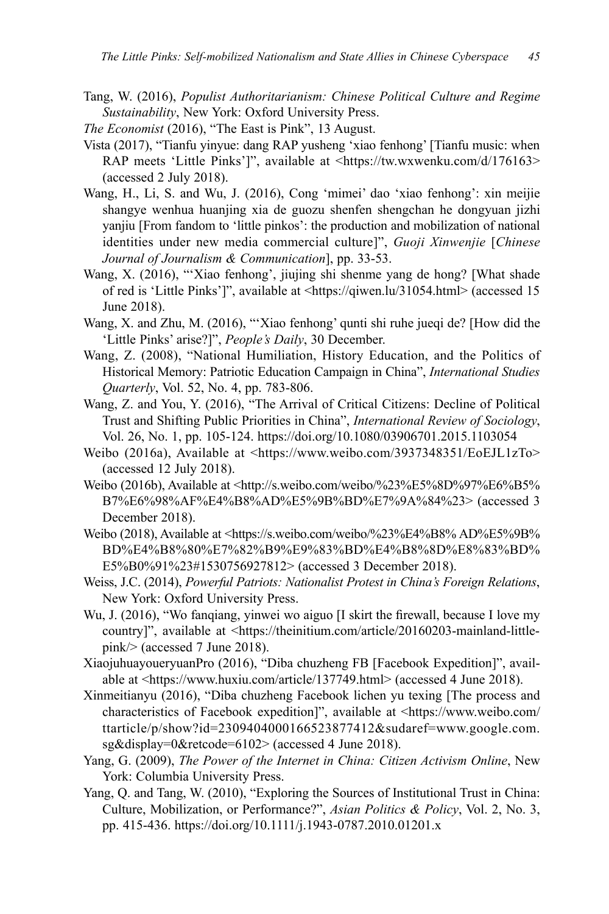Tang, W. (2016), *Populist Authoritarianism: Chinese Political Culture and Regime Sustainability*, New York: Oxford University Press.

*The Economist* (2016), "The East is Pink", 13 August.

Vista (2017), "Tianfu yinyue: dang RAP yusheng 'xiao fenhong' [Tianfu music: when RAP meets 'Little Pinks']", available at <https://tw.wxwenku.com/d/176163> (accessed 2 July 2018).

Wang, H., Li, S. and Wu, J. (2016), Cong 'mimei' dao 'xiao fenhong': xin meijie shangye wenhua huanjing xia de guozu shenfen shengchan he dongyuan jizhi yanjiu [From fandom to 'little pinkos': the production and mobilization of national identities under new media commercial culture]", *Guoji Xinwenjie* [*Chinese Journal of Journalism & Communication*], pp. 33-53.

Wang, X. (2016), "'Xiao fenhong', jiujing shi shenme yang de hong? [What shade of red is 'Little Pinks']", available at <https://qiwen.lu/31054.html> (accessed 15 June 2018).

Wang, X. and Zhu, M. (2016), "'Xiao fenhong' qunti shi ruhe jueqi de? [How did the 'Little Pinks' arise?]", *People's Daily*, 30 December.

Wang, Z. (2008), "National Humiliation, History Education, and the Politics of Historical Memory: Patriotic Education Campaign in China", *International Studies Quarterly*, Vol. 52, No. 4, pp. 783-806.

Wang, Z. and You, Y. (2016), "The Arrival of Critical Citizens: Decline of Political Trust and Shifting Public Priorities in China", *International Review of Sociology*, Vol. 26, No. 1, pp. 105-124. https://doi.org/10.1080/03906701.2015.1103054

Weibo (2016a), Available at <https://www.weibo.com/3937348351/EoEJL1zTo> (accessed 12 July 2018).

Weibo (2016b), Available at <http://s.weibo.com/weibo/%23%E5%8D%97%E6%B5%B7%E6%98%AF%E4%B8%AD%E5%9B%BD%E7%9A%84%23> (accessed 3 December 2018).

Weibo (2018), Available at <https://s.weibo.com/weibo/%23%E4%B8% AD%E5%9B%BD%E4%B8%80%E7%82%B9%E9%83%BD%E4%B8%8D%E8%83%BD%E5%B0%91%23#1530756927812> (accessed 3 December 2018).

Weiss, J.C. (2014), *Powerful Patriots: Nationalist Protest in China's Foreign Relations*, New York: Oxford University Press.

Wu, J. (2016), "Wo fanqiang, yinwei wo aiguo [I skirt the firewall, because I love my country]", available at <https://theinitium.com/article/20160203-mainland-little-pink/> (accessed 7 June 2018).

XiaojuhuayoueryuanPro (2016), "Diba chuzheng FB [Facebook Expedition]", available at <https://www.huxiu.com/article/137749.html> (accessed 4 June 2018).

Xinmeitianyu (2016), "Diba chuzheng Facebook lichen yu texing [The process and characteristics of Facebook expedition]", available at <https://www.weibo.com/ttarticle/p/show?id=2309404000166523877412&sudaref=www.google.com.sg&display=0&retcode=6102> (accessed 4 June 2018).

Yang, G. (2009), *The Power of the Internet in China: Citizen Activism Online*, New York: Columbia University Press.

Yang, Q. and Tang, W. (2010), "Exploring the Sources of Institutional Trust in China: Culture, Mobilization, or Performance?", *Asian Politics & Policy*, Vol. 2, No. 3, pp. 415-436. https://doi.org/10.1111/j.1943-0787.2010.01201.x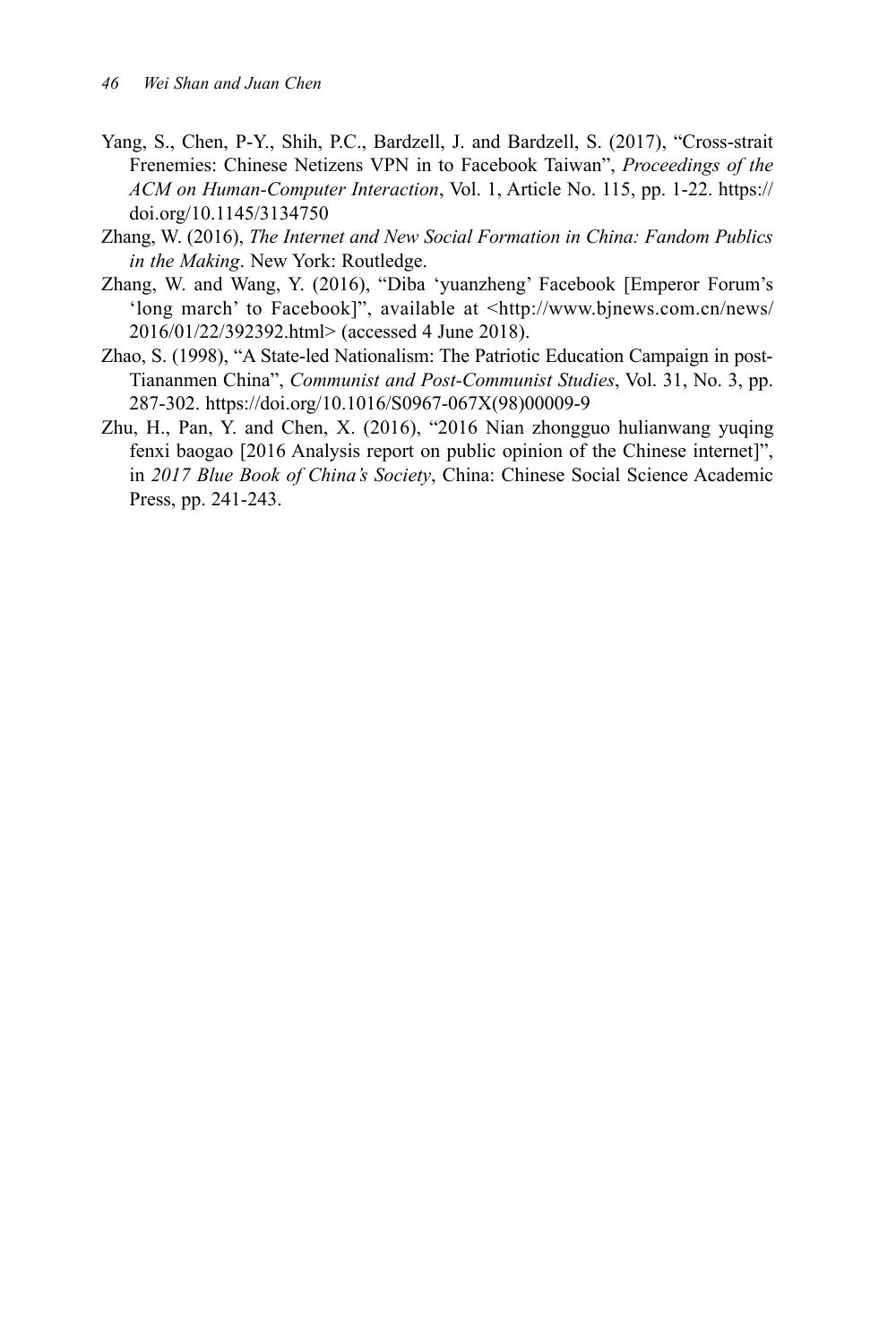Yang, S., Chen, P-Y., Shih, P.C., Bardzell, J. and Bardzell, S. (2017), "Cross-strait Frenemies: Chinese Netizens VPN in to Facebook Taiwan", *Proceedings of the ACM on Human-Computer Interaction*, Vol. 1, Article No. 115, pp. 1-22. https://doi.org/10.1145/3134750

Zhang, W. (2016), *The Internet and New Social Formation in China: Fandom Publics in the Making*. New York: Routledge.

Zhang, W. and Wang, Y. (2016), "Diba 'yuanzheng' Facebook [Emperor Forum's 'long march' to Facebook]", available at <http://www.bjnews.com.cn/news/2016/01/22/392392.html> (accessed 4 June 2018).

Zhao, S. (1998), "A State-led Nationalism: The Patriotic Education Campaign in post-Tiananmen China", *Communist and Post-Communist Studies*, Vol. 31, No. 3, pp. 287-302. https://doi.org/10.1016/S0967-067X(98)00009-9

Zhu, H., Pan, Y. and Chen, X. (2016), "2016 Nian zhongguo hulianwang yuqing fenxi baogao [2016 Analysis report on public opinion of the Chinese internet]", in *2017 Blue Book of China's Society*, China: Chinese Social Science Academic Press, pp. 241-243.